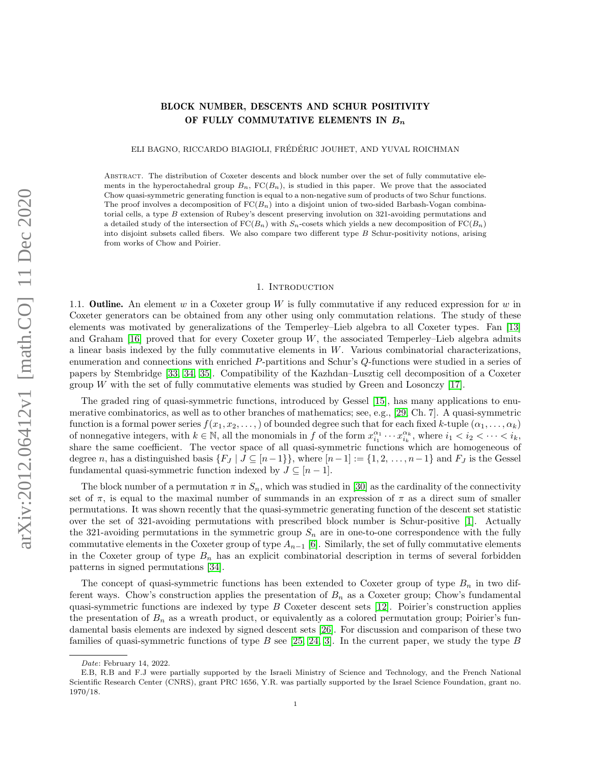# BLOCK NUMBER, DESCENTS AND SCHUR POSITIVITY OF FULLY COMMUTATIVE ELEMENTS IN $B_n$

ELI BAGNO, RICCARDO BIAGIOLI, FRÉDÉRIC JOUHET, AND YUVAL ROICHMAN

Abstract. The distribution of Coxeter descents and block number over the set of fully commutative elements in the hyperoctahedral group $B_n$, $\mathrm{FC}(B_n)$, is studied in this paper. We prove that the associated Chow quasi-symmetric generating function is equal to a non-negative sum of products of two Schur functions. The proof involves a decomposition of $\mathrm{FC}(B_n)$ into a disjoint union of two-sided Barbash-Vogan combinatorial cells, a type $B$ extension of Rubey's descent preserving involution on 321-avoiding permutations and a detailed study of the intersection of $\mathrm{FC}(B_n)$ with $S_n$-cosets which yields a new decomposition of $\mathrm{FC}(B_n)$ into disjoint subsets called fibers. We also compare two different type $B$ Schur-positivity notions, arising from works of Chow and Poirier.

## 1. Introduction

**1.1. Outline.** An element $w$ in a Coxeter group $W$ is fully commutative if any reduced expression for $w$ in Coxeter generators can be obtained from any other using only commutation relations. The study of these elements was motivated by generalizations of the Temperley–Lieb algebra to all Coxeter types. Fan [13] and Graham [16] proved that for every Coxeter group $W$, the associated Temperley–Lieb algebra admits a linear basis indexed by the fully commutative elements in $W$. Various combinatorial characterizations, enumeration and connections with enriched $P$-partitions and Schur's $Q$-functions were studied in a series of papers by Stembridge [33, 34, 35]. Compatibility of the Kazhdan–Lusztig cell decomposition of a Coxeter group $W$ with the set of fully commutative elements was studied by Green and Losonczy [17].

The graded ring of quasi-symmetric functions, introduced by Gessel [15], has many applications to enumerative combinatorics, as well as to other branches of mathematics; see, e.g., [29, Ch. 7]. A quasi-symmetric function is a formal power series $f(x_1, x_2, \dots,)$ of bounded degree such that for each fixed $k$-tuple $(\alpha_1, \dots, \alpha_k)$ of nonnegative integers, with $k \in \mathbb{N}$, all the monomials in $f$ of the form $x_{i_1}^{\alpha_1} \cdots x_{i_k}^{\alpha_k}$, where $i_1 < i_2 < \cdots < i_k$, share the same coefficient. The vector space of all quasi-symmetric functions which are homogeneous of degree $n$, has a distinguished basis $\{F_J \mid J \subseteq [n-1]\}$, where $[n-1] := \{1, 2, \dots, n-1\}$ and $F_J$ is the Gessel fundamental quasi-symmetric function indexed by $J \subseteq [n-1]$.

The block number of a permutation $\pi$ in $S_n$, which was studied in [30] as the cardinality of the connectivity set of $\pi$, is equal to the maximal number of summands in an expression of $\pi$ as a direct sum of smaller permutations. It was shown recently that the quasi-symmetric generating function of the descent set statistic over the set of 321-avoiding permutations with prescribed block number is Schur-positive [1]. Actually the 321-avoiding permutations in the symmetric group $S_n$ are in one-to-one correspondence with the fully commutative elements in the Coxeter group of type $A_{n-1}$ [6]. Similarly, the set of fully commutative elements in the Coxeter group of type $B_n$ has an explicit combinatorial description in terms of several forbidden patterns in signed permutations [34].

The concept of quasi-symmetric functions has been extended to Coxeter group of type $B_n$ in two different ways. Chow's construction applies the presentation of $B_n$ as a Coxeter group; Chow's fundamental quasi-symmetric functions are indexed by type $B$ Coxeter descent sets [12]. Poirier's construction applies the presentation of $B_n$ as a wreath product, or equivalently as a colored permutation group; Poirier's fundamental basis elements are indexed by signed descent sets [26]. For discussion and comparison of these two families of quasi-symmetric functions of type $B$ see [25, 24, 3]. In the current paper, we study the type $B$

---

*Date*: February 14, 2022.

E.B, R.B and F.J were partially supported by the Israeli Ministry of Science and Technology, and the French National Scientific Research Center (CNRS), grant PRC 1656, Y.R. was partially supported by the Israel Science Foundation, grant no. 1970/18.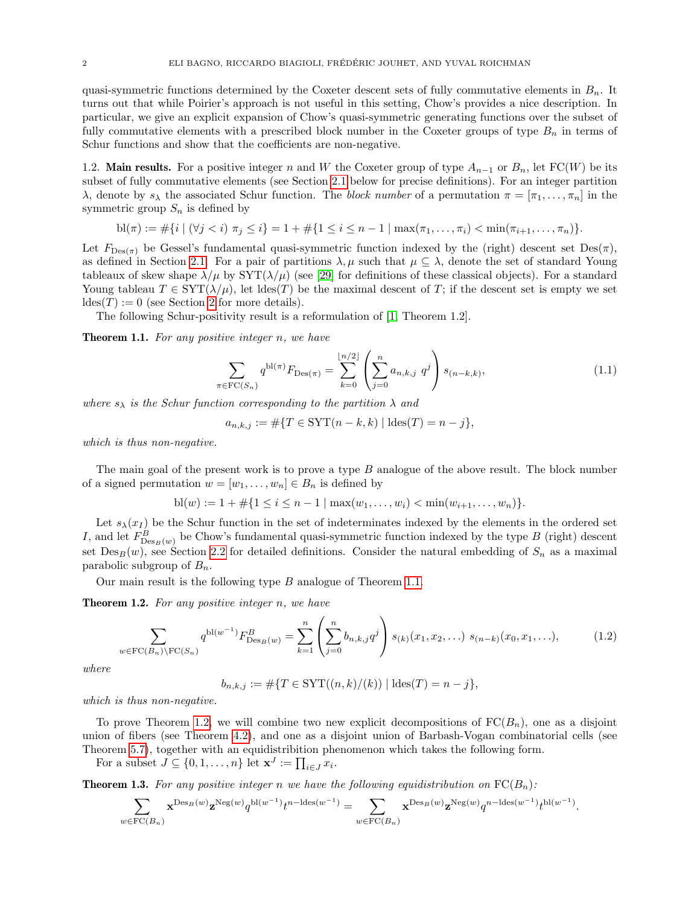quasi-symmetric functions determined by the Coxeter descent sets of fully commutative elements in $B_n$. It turns out that while Poirier's approach is not useful in this setting, Chow's provides a nice description. In particular, we give an explicit expansion of Chow's quasi-symmetric generating functions over the subset of fully commutative elements with a prescribed block number in the Coxeter groups of type $B_n$ in terms of Schur functions and show that the coefficients are non-negative.

**1.2. Main results.** For a positive integer $n$ and $W$ the Coxeter group of type $A_{n-1}$ or $B_n$, let $\mathrm{FC}(W)$ be its subset of fully commutative elements (see Section 2.1 below for precise definitions). For an integer partition $\lambda$, denote by $s_\lambda$ the associated Schur function. The *block number* of a permutation $\pi = [\pi_1, \ldots, \pi_n]$ in the symmetric group $S_n$ is defined by

$$\mathrm{bl}(\pi) := \#\{i \mid (\forall j < i)\ \pi_j \leq i\} = 1 + \#\{1 \leq i \leq n-1 \mid \max(\pi_1, \ldots, \pi_i) < \min(\pi_{i+1}, \ldots, \pi_n)\}.$$

Let $F_{\mathrm{Des}(\pi)}$ be Gessel's fundamental quasi-symmetric function indexed by the (right) descent set $\mathrm{Des}(\pi)$, as defined in Section 2.1. For a pair of partitions $\lambda, \mu$ such that $\mu \subseteq \lambda$, denote the set of standard Young tableaux of skew shape $\lambda/\mu$ by $\mathrm{SYT}(\lambda/\mu)$ (see [29] for definitions of these classical objects). For a standard Young tableau $T \in \mathrm{SYT}(\lambda/\mu)$, let $\mathrm{ldes}(T)$ be the maximal descent of $T$; if the descent set is empty we set $\mathrm{ldes}(T) := 0$ (see Section 2 for more details).

The following Schur-positivity result is a reformulation of [1, Theorem 1.2].

**Theorem 1.1.** *For any positive integer $n$, we have*

$$\sum_{\pi \in \mathrm{FC}(S_n)} q^{\mathrm{bl}(\pi)} F_{\mathrm{Des}(\pi)} = \sum_{k=0}^{\lfloor n/2 \rfloor} \left( \sum_{j=0}^{n} a_{n,k,j}\ q^j \right) s_{(n-k,k)}, \tag{1.1}$$

*where $s_\lambda$ is the Schur function corresponding to the partition $\lambda$ and*

$$a_{n,k,j} := \#\{T \in \mathrm{SYT}(n-k,k) \mid \mathrm{ldes}(T) = n-j\},$$

*which is thus non-negative.*

The main goal of the present work is to prove a type $B$ analogue of the above result. The block number of a signed permutation $w = [w_1, \ldots, w_n] \in B_n$ is defined by

$$\mathrm{bl}(w) := 1 + \#\{1 \leq i \leq n-1 \mid \max(w_1, \ldots, w_i) < \min(w_{i+1}, \ldots, w_n)\}.$$

Let $s_\lambda(x_I)$ be the Schur function in the set of indeterminates indexed by the elements in the ordered set $I$, and let $F^B_{\mathrm{Des}_B(w)}$ be Chow's fundamental quasi-symmetric function indexed by the type $B$ (right) descent set $\mathrm{Des}_B(w)$, see Section 2.2 for detailed definitions. Consider the natural embedding of $S_n$ as a maximal parabolic subgroup of $B_n$.

Our main result is the following type $B$ analogue of Theorem 1.1.

**Theorem 1.2.** *For any positive integer $n$, we have*

$$\sum_{w \in \mathrm{FC}(B_n) \setminus \mathrm{FC}(S_n)} q^{\mathrm{bl}(w^{-1})} F^B_{\mathrm{Des}_B(w)} = \sum_{k=1}^{n} \left( \sum_{j=0}^{n} b_{n,k,j} q^j \right) s_{(k)}(x_1, x_2, \ldots)\ s_{(n-k)}(x_0, x_1, \ldots), \tag{1.2}$$

*where*

$$b_{n,k,j} := \#\{T \in \mathrm{SYT}((n,k)/(k)) \mid \mathrm{ldes}(T) = n-j\},$$

*which is thus non-negative.*

To prove Theorem 1.2, we will combine two new explicit decompositions of $\mathrm{FC}(B_n)$, one as a disjoint union of fibers (see Theorem 4.2), and one as a disjoint union of Barbash-Vogan combinatorial cells (see Theorem 5.7), together with an equidistribition phenomenon which takes the following form.

For a subset $J \subseteq \{0, 1, \ldots, n\}$ let $\mathbf{x}^J := \prod_{i \in J} x_i$.

**Theorem 1.3.** *For any positive integer $n$ we have the following equidistribution on $\mathrm{FC}(B_n)$:*

$$\sum_{w \in \mathrm{FC}(B_n)} \mathbf{x}^{\mathrm{Des}_B(w)} \mathbf{z}^{\mathrm{Neg}(w)} q^{\mathrm{bl}(w^{-1})} t^{n-\mathrm{ldes}(w^{-1})} = \sum_{w \in \mathrm{FC}(B_n)} \mathbf{x}^{\mathrm{Des}_B(w)} \mathbf{z}^{\mathrm{Neg}(w)} q^{n-\mathrm{ldes}(w^{-1})} t^{\mathrm{bl}(w^{-1})}.$$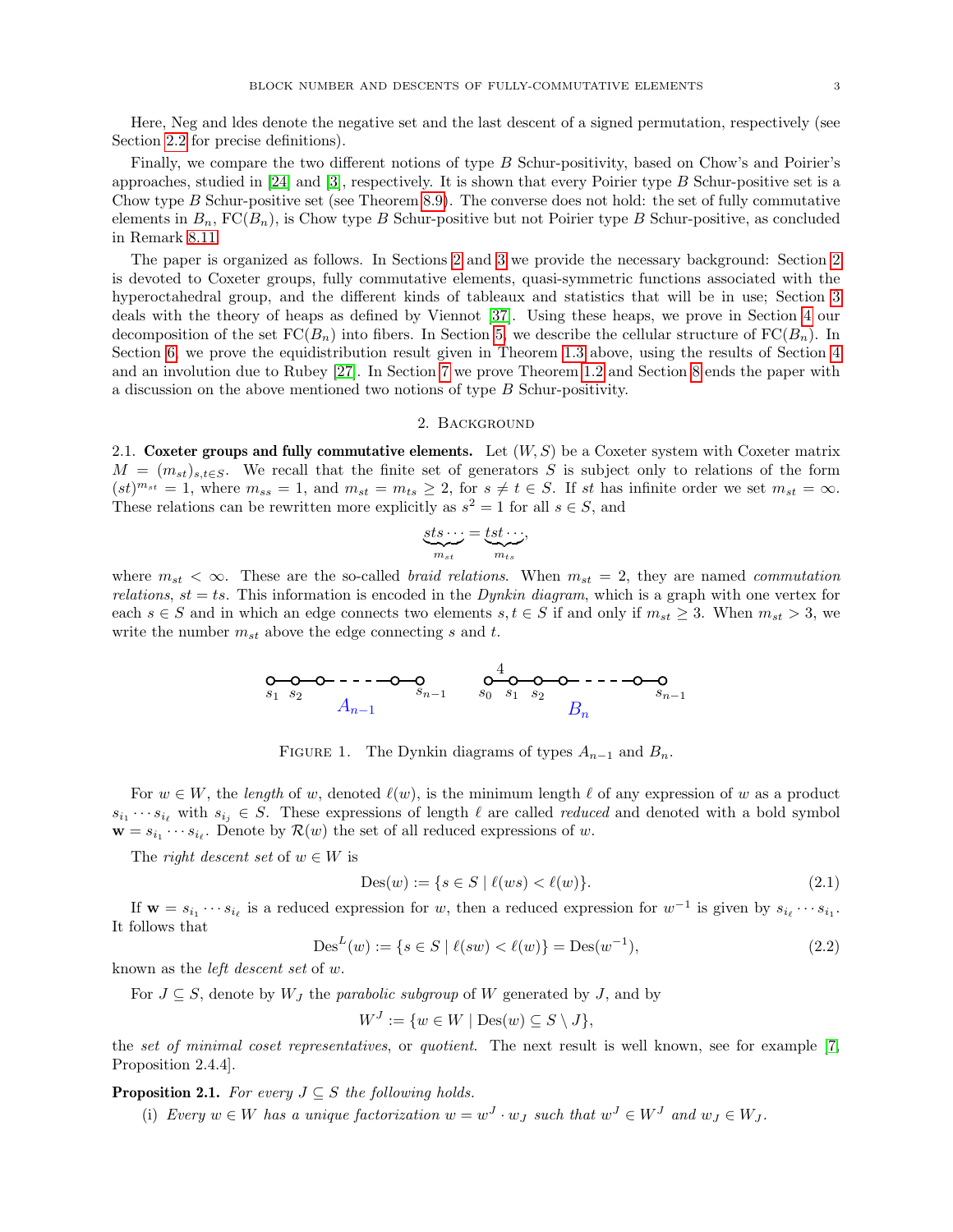Here, Neg and ldes denote the negative set and the last descent of a signed permutation, respectively (see Section 2.2 for precise definitions).

Finally, we compare the two different notions of type $B$ Schur-positivity, based on Chow's and Poirier's approaches, studied in [24] and [3], respectively. It is shown that every Poirier type $B$ Schur-positive set is a Chow type $B$ Schur-positive set (see Theorem 8.9). The converse does not hold: the set of fully commutative elements in $B_n$, $\mathrm{FC}(B_n)$, is Chow type $B$ Schur-positive but not Poirier type $B$ Schur-positive, as concluded in Remark 8.11.

The paper is organized as follows. In Sections 2 and 3 we provide the necessary background: Section 2 is devoted to Coxeter groups, fully commutative elements, quasi-symmetric functions associated with the hyperoctahedral group, and the different kinds of tableaux and statistics that will be in use; Section 3 deals with the theory of heaps as defined by Viennot [37]. Using these heaps, we prove in Section 4 our decomposition of the set $\mathrm{FC}(B_n)$ into fibers. In Section 5, we describe the cellular structure of $\mathrm{FC}(B_n)$. In Section 6, we prove the equidistribution result given in Theorem 1.3 above, using the results of Section 4 and an involution due to Rubey [27]. In Section 7 we prove Theorem 1.2 and Section 8 ends the paper with a discussion on the above mentioned two notions of type $B$ Schur-positivity.

## 2. Background

**2.1. Coxeter groups and fully commutative elements.** Let $(W, S)$ be a Coxeter system with Coxeter matrix $M = (m_{st})_{s,t\in S}$. We recall that the finite set of generators $S$ is subject only to relations of the form $(st)^{m_{st}} = 1$, where $m_{ss} = 1$, and $m_{st} = m_{ts} \geq 2$, for $s \neq t \in S$. If $st$ has infinite order we set $m_{st} = \infty$. These relations can be rewritten more explicitly as $s^2 = 1$ for all $s \in S$, and

$$\underbrace{sts\cdots}_{m_{st}} = \underbrace{tst\cdots}_{m_{ts}},$$

where $m_{st} < \infty$. These are the so-called *braid relations*. When $m_{st} = 2$, they are named *commutation relations*, $st = ts$. This information is encoded in the *Dynkin diagram*, which is a graph with one vertex for each $s \in S$ and in which an edge connects two elements $s, t \in S$ if and only if $m_{st} \geq 3$. When $m_{st} > 3$, we write the number $m_{st}$ above the edge connecting $s$ and $t$.

FIGURE 1. The Dynkin diagrams of types $A_{n-1}$ and $B_n$.

For $w \in W$, the *length* of $w$, denoted $\ell(w)$, is the minimum length $\ell$ of any expression of $w$ as a product $s_{i_1} \cdots s_{i_\ell}$ with $s_{i_j} \in S$. These expressions of length $\ell$ are called *reduced* and denoted with a bold symbol $\mathbf{w} = s_{i_1} \cdots s_{i_\ell}$. Denote by $\mathcal{R}(w)$ the set of all reduced expressions of $w$.

The *right descent set* of $w \in W$ is

$$\mathrm{Des}(w) := \{s \in S \mid \ell(ws) < \ell(w)\}. \tag{2.1}$$

If $\mathbf{w} = s_{i_1} \cdots s_{i_\ell}$ is a reduced expression for $w$, then a reduced expression for $w^{-1}$ is given by $s_{i_\ell} \cdots s_{i_1}$. It follows that

$$\mathrm{Des}^L(w) := \{s \in S \mid \ell(sw) < \ell(w)\} = \mathrm{Des}(w^{-1}), \tag{2.2}$$

known as the *left descent set* of $w$.

For $J \subseteq S$, denote by $W_J$ the *parabolic subgroup* of $W$ generated by $J$, and by

$$W^J := \{w \in W \mid \mathrm{Des}(w) \subseteq S \setminus J\},$$

the *set of minimal coset representatives*, or *quotient*. The next result is well known, see for example [7, Proposition 2.4.4].

**Proposition 2.1.** *For every $J \subseteq S$ the following holds.*

(i) *Every $w \in W$ has a unique factorization $w = w^J \cdot w_J$ such that $w^J \in W^J$ and $w_J \in W_J$.*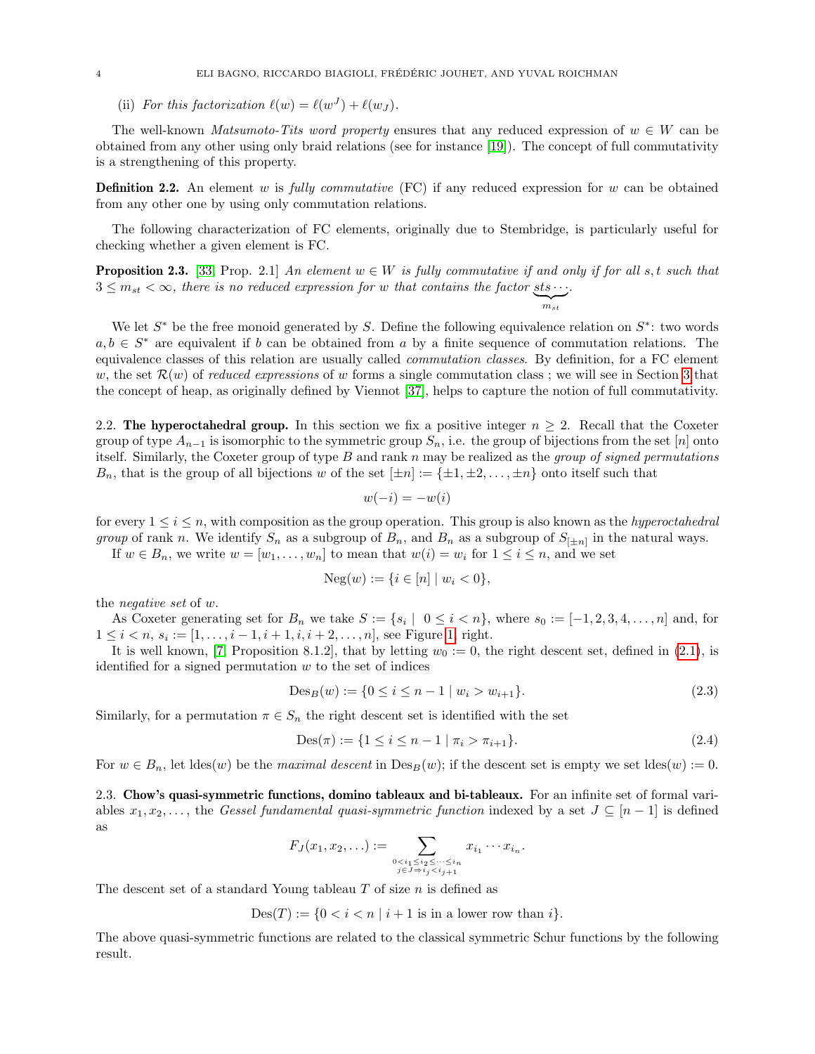(ii) *For this factorization* $\ell(w) = \ell(w^J) + \ell(w_J)$.

The well-known *Matsumoto-Tits word property* ensures that any reduced expression of $w \in W$ can be obtained from any other using only braid relations (see for instance [19]). The concept of full commutativity is a strengthening of this property.

**Definition 2.2.** An element $w$ is *fully commutative* (FC) if any reduced expression for $w$ can be obtained from any other one by using only commutation relations.

The following characterization of FC elements, originally due to Stembridge, is particularly useful for checking whether a given element is FC.

**Proposition 2.3.** [33, Prop. 2.1] *An element* $w \in W$ *is fully commutative if and only if for all* $s, t$ *such that* $3 \leq m_{st} < \infty$, *there is no reduced expression for* $w$ *that contains the factor* $\underbrace{sts\cdots}_{m_{st}}$.

We let $S^*$ be the free monoid generated by $S$. Define the following equivalence relation on $S^*$: two words $a, b \in S^*$ are equivalent if $b$ can be obtained from $a$ by a finite sequence of commutation relations. The equivalence classes of this relation are usually called *commutation classes*. By definition, for a FC element $w$, the set $\mathcal{R}(w)$ of *reduced expressions* of $w$ forms a single commutation class ; we will see in Section 3 that the concept of heap, as originally defined by Viennot [37], helps to capture the notion of full commutativity.

2.2. **The hyperoctahedral group.** In this section we fix a positive integer $n \geq 2$. Recall that the Coxeter group of type $A_{n-1}$ is isomorphic to the symmetric group $S_n$, i.e. the group of bijections from the set $[n]$ onto itself. Similarly, the Coxeter group of type $B$ and rank $n$ may be realized as the *group of signed permutations* $B_n$, that is the group of all bijections $w$ of the set $[\pm n] := \{\pm 1, \pm 2, \dots, \pm n\}$ onto itself such that

$$w(-i) = -w(i)$$

for every $1 \leq i \leq n$, with composition as the group operation. This group is also known as the *hyperoctahedral group* of rank $n$. We identify $S_n$ as a subgroup of $B_n$, and $B_n$ as a subgroup of $S_{[\pm n]}$ in the natural ways.

If $w \in B_n$, we write $w = [w_1, \dots, w_n]$ to mean that $w(i) = w_i$ for $1 \leq i \leq n$, and we set

$$\mathrm{Neg}(w) := \{i \in [n] \mid w_i < 0\},$$

the *negative set* of $w$.

As Coxeter generating set for $B_n$ we take $S := \{s_i \mid \ 0 \leq i < n\}$, where $s_0 := [-1, 2, 3, 4, \dots, n]$ and, for $1 \leq i < n$, $s_i := [1, \dots, i-1, i+1, i, i+2, \dots, n]$, see Figure 1, right.

It is well known, [7, Proposition 8.1.2], that by letting $w_0 := 0$, the right descent set, defined in (2.1), is identified for a signed permutation $w$ to the set of indices

$$\mathrm{Des}_B(w) := \{0 \leq i \leq n-1 \mid w_i > w_{i+1}\}. \tag{2.3}$$

Similarly, for a permutation $\pi \in S_n$ the right descent set is identified with the set

$$\mathrm{Des}(\pi) := \{1 \leq i \leq n-1 \mid \pi_i > \pi_{i+1}\}. \tag{2.4}$$

For $w \in B_n$, let $\mathrm{ldes}(w)$ be the *maximal descent* in $\mathrm{Des}_B(w)$; if the descent set is empty we set $\mathrm{ldes}(w) := 0$.

2.3. **Chow's quasi-symmetric functions, domino tableaux and bi-tableaux.** For an infinite set of formal variables $x_1, x_2, \dots$, the *Gessel fundamental quasi-symmetric function* indexed by a set $J \subseteq [n-1]$ is defined as

$$F_J(x_1, x_2, \dots) := \sum_{\substack{0 < i_1 \leq i_2 \leq \cdots \leq i_n \\ j \in J \Rightarrow i_j < i_{j+1}}} x_{i_1} \cdots x_{i_n}.$$

The descent set of a standard Young tableau $T$ of size $n$ is defined as

$$\mathrm{Des}(T) := \{0 < i < n \mid i+1 \text{ is in a lower row than } i\}.$$

The above quasi-symmetric functions are related to the classical symmetric Schur functions by the following result.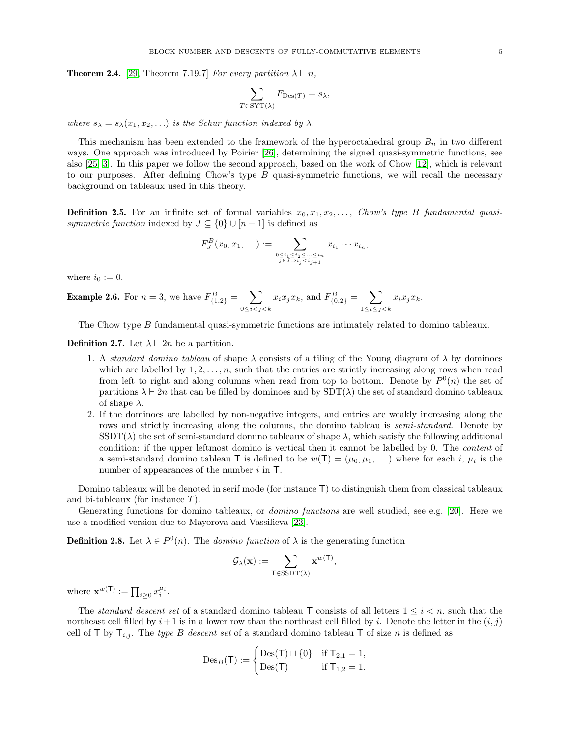**Theorem 2.4.** [29, Theorem 7.19.7] *For every partition $\lambda \vdash n$,*

$$\sum_{T \in \mathrm{SYT}(\lambda)} F_{\mathrm{Des}(T)} = s_\lambda,$$

*where $s_\lambda = s_\lambda(x_1, x_2, \ldots)$ is the Schur function indexed by $\lambda$.*

This mechanism has been extended to the framework of the hyperoctahedral group $B_n$ in two different ways. One approach was introduced by Poirier [26], determining the signed quasi-symmetric functions, see also [25, 3]. In this paper we follow the second approach, based on the work of Chow [12], which is relevant to our purposes. After defining Chow's type $B$ quasi-symmetric functions, we will recall the necessary background on tableaux used in this theory.

**Definition 2.5.** For an infinite set of formal variables $x_0, x_1, x_2, \ldots,$ *Chow's type B fundamental quasi-symmetric function* indexed by $J \subseteq \{0\} \cup [n-1]$ is defined as

$$F^B_J(x_0, x_1, \ldots) := \sum_{\substack{0 \le i_1 \le i_2 \le \cdots \le i_n \\ j \in J \Rightarrow i_j < i_{j+1}}} x_{i_1} \cdots x_{i_n},$$

where $i_0 := 0$.

**Example 2.6.** For $n = 3$, we have $F^B_{\{1,2\}} = \sum_{0 \le i < j < k} x_i x_j x_k$, and $F^B_{\{0,2\}} = \sum_{1 \le i \le j < k} x_i x_j x_k$.

The Chow type $B$ fundamental quasi-symmetric functions are intimately related to domino tableaux.

**Definition 2.7.** Let $\lambda \vdash 2n$ be a partition.

1. A *standard domino tableau* of shape $\lambda$ consists of a tiling of the Young diagram of $\lambda$ by dominoes which are labelled by $1, 2, \ldots, n$, such that the entries are strictly increasing along rows when read from left to right and along columns when read from top to bottom. Denote by $P^0(n)$ the set of partitions $\lambda \vdash 2n$ that can be filled by dominoes and by $\mathrm{SDT}(\lambda)$ the set of standard domino tableaux of shape $\lambda$.
2. If the dominoes are labelled by non-negative integers, and entries are weakly increasing along the rows and strictly increasing along the columns, the domino tableau is *semi-standard*. Denote by $\mathrm{SSDT}(\lambda)$ the set of semi-standard domino tableaux of shape $\lambda$, which satisfy the following additional condition: if the upper leftmost domino is vertical then it cannot be labelled by 0. The *content* of a semi-standard domino tableau $\mathsf{T}$ is defined to be $w(\mathsf{T}) = (\mu_0, \mu_1, \ldots)$ where for each $i$, $\mu_i$ is the number of appearances of the number $i$ in $\mathsf{T}$.

Domino tableaux will be denoted in serif mode (for instance $\mathsf{T}$) to distinguish them from classical tableaux and bi-tableaux (for instance $T$).

Generating functions for domino tableaux, or *domino functions* are well studied, see e.g. [20]. Here we use a modified version due to Mayorova and Vassilieva [23].

**Definition 2.8.** Let $\lambda \in P^0(n)$. The *domino function* of $\lambda$ is the generating function

$$\mathcal{G}_\lambda(\mathbf{x}) := \sum_{\mathsf{T} \in \mathrm{SSDT}(\lambda)} \mathbf{x}^{w(\mathsf{T})},$$

where $\mathbf{x}^{w(\mathsf{T})} := \prod_{i \ge 0} x_i^{\mu_i}$.

The *standard descent set* of a standard domino tableau $\mathsf{T}$ consists of all letters $1 \le i < n$, such that the northeast cell filled by $i+1$ is in a lower row than the northeast cell filled by $i$. Denote the letter in the $(i, j)$ cell of $\mathsf{T}$ by $\mathsf{T}_{i,j}$. The *type B descent set* of a standard domino tableau $\mathsf{T}$ of size $n$ is defined as

$$\mathrm{Des}_B(\mathsf{T}) := \begin{cases} \mathrm{Des}(\mathsf{T}) \sqcup \{0\} & \text{if } \mathsf{T}_{2,1} = 1, \\ \mathrm{Des}(\mathsf{T}) & \text{if } \mathsf{T}_{1,2} = 1. \end{cases}$$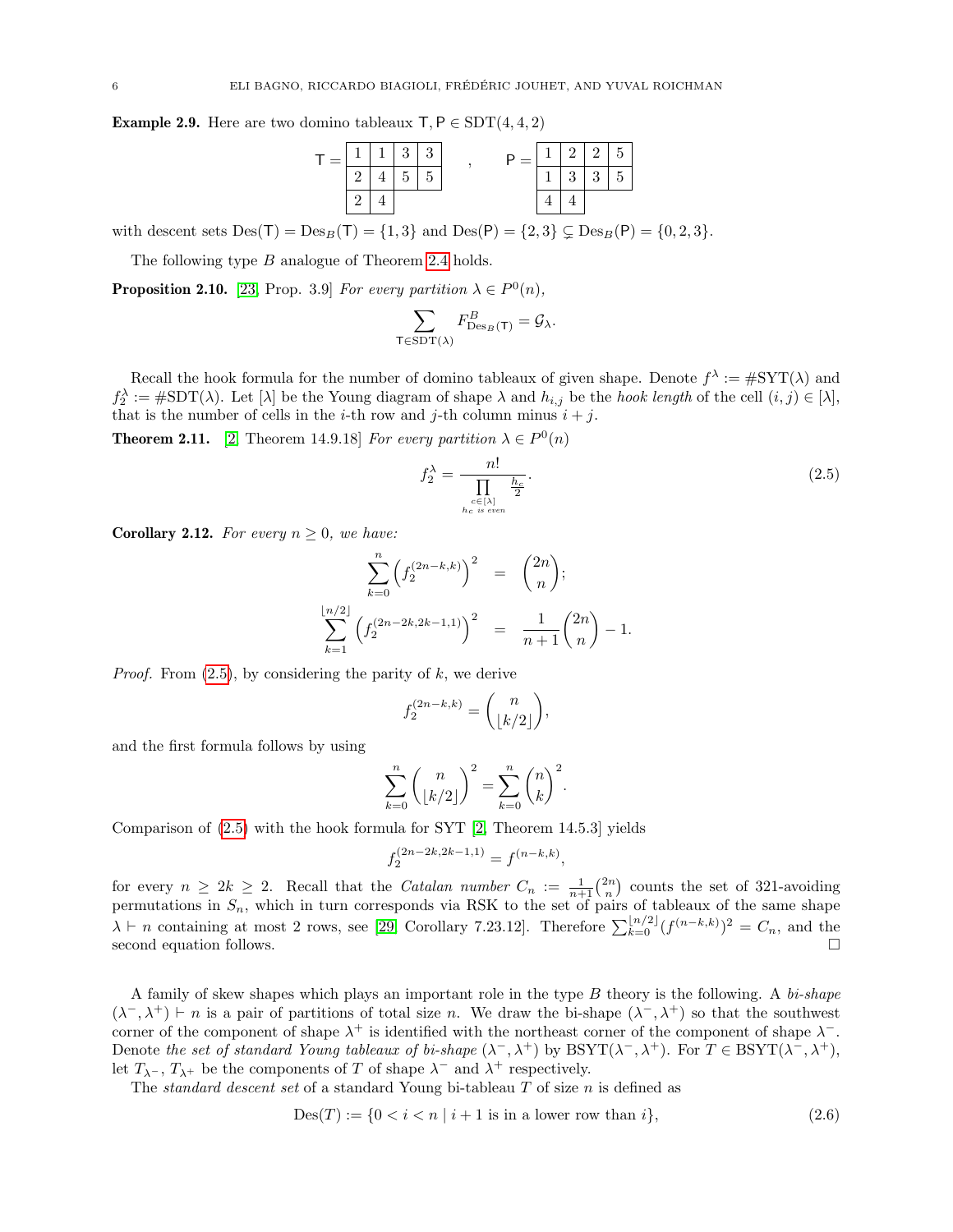**Example 2.9.** Here are two domino tableaux $\mathsf{T}, \mathsf{P} \in \mathrm{SDT}(4,4,2)$

$$\mathsf{T} = \begin{array}{|c|c|c|c|}\hline 1 & 1 & 3 & 3 \\ \hline 2 & 4 & 5 & 5 \\ \hline 2 & 4 \\ \cline{1-2}\end{array} \quad , \qquad \mathsf{P} = \begin{array}{|c|c|c|c|}\hline 1 & 2 & 2 & 5 \\ \hline 1 & 3 & 3 & 5 \\ \hline 4 & 4 \\ \cline{1-2}\end{array}$$

with descent sets $\mathrm{Des}(\mathsf{T}) = \mathrm{Des}_B(\mathsf{T}) = \{1,3\}$ and $\mathrm{Des}(\mathsf{P}) = \{2,3\} \subsetneq \mathrm{Des}_B(\mathsf{P}) = \{0,2,3\}$.

The following type $B$ analogue of Theorem 2.4 holds.

**Proposition 2.10.** [23, Prop. 3.9] *For every partition $\lambda \in P^0(n)$,*

$$\sum_{\mathsf{T} \in \mathrm{SDT}(\lambda)} F^B_{\mathrm{Des}_B(\mathsf{T})} = \mathcal{G}_\lambda.$$

Recall the hook formula for the number of domino tableaux of given shape. Denote $f^\lambda := \#\mathrm{SYT}(\lambda)$ and $f_2^\lambda := \#\mathrm{SDT}(\lambda)$. Let $[\lambda]$ be the Young diagram of shape $\lambda$ and $h_{i,j}$ be the *hook length* of the cell $(i,j) \in [\lambda]$, that is the number of cells in the $i$-th row and $j$-th column minus $i+j$.

**Theorem 2.11.** [2, Theorem 14.9.18] *For every partition $\lambda \in P^0(n)$*

$$f_2^\lambda = \frac{n!}{\prod\limits_{\substack{c \in [\lambda] \\ h_c \text{ is even}}} \frac{h_c}{2}}. \tag{2.5}$$

**Corollary 2.12.** *For every $n \geq 0$, we have:*

$$\begin{aligned} \sum_{k=0}^{n} \left(f_2^{(2n-k,k)}\right)^2 &= \binom{2n}{n}; \\ \sum_{k=1}^{\lfloor n/2 \rfloor} \left(f_2^{(2n-2k,2k-1,1)}\right)^2 &= \frac{1}{n+1}\binom{2n}{n} - 1. \end{aligned}$$

*Proof.* From (2.5), by considering the parity of $k$, we derive

$$f_2^{(2n-k,k)} = \binom{n}{\lfloor k/2 \rfloor},$$

and the first formula follows by using

$$\sum_{k=0}^{n} \binom{n}{\lfloor k/2 \rfloor}^2 = \sum_{k=0}^{n} \binom{n}{k}^2.$$

Comparison of (2.5) with the hook formula for SYT [2, Theorem 14.5.3] yields

$$f_2^{(2n-2k,2k-1,1)} = f^{(n-k,k)},$$

for every $n \geq 2k \geq 2$. Recall that the *Catalan number* $C_n := \frac{1}{n+1}\binom{2n}{n}$ counts the set of 321-avoiding permutations in $S_n$, which in turn corresponds via RSK to the set of pairs of tableaux of the same shape $\lambda \vdash n$ containing at most 2 rows, see [29, Corollary 7.23.12]. Therefore $\sum_{k=0}^{\lfloor n/2 \rfloor} (f^{(n-k,k)})^2 = C_n$, and the second equation follows. $\square$

A family of skew shapes which plays an important role in the type $B$ theory is the following. A *bi-shape* $(\lambda^-, \lambda^+) \vdash n$ is a pair of partitions of total size $n$. We draw the bi-shape $(\lambda^-, \lambda^+)$ so that the southwest corner of the component of shape $\lambda^+$ is identified with the northeast corner of the component of shape $\lambda^-$. Denote *the set of standard Young tableaux of bi-shape* $(\lambda^-, \lambda^+)$ by $\mathrm{BSYT}(\lambda^-, \lambda^+)$. For $T \in \mathrm{BSYT}(\lambda^-, \lambda^+)$, let $T_{\lambda^-}$, $T_{\lambda^+}$ be the components of $T$ of shape $\lambda^-$ and $\lambda^+$ respectively.

The *standard descent set* of a standard Young bi-tableau $T$ of size $n$ is defined as

$$\mathrm{Des}(T) := \{0 < i < n \mid i+1 \text{ is in a lower row than } i\}, \tag{2.6}$$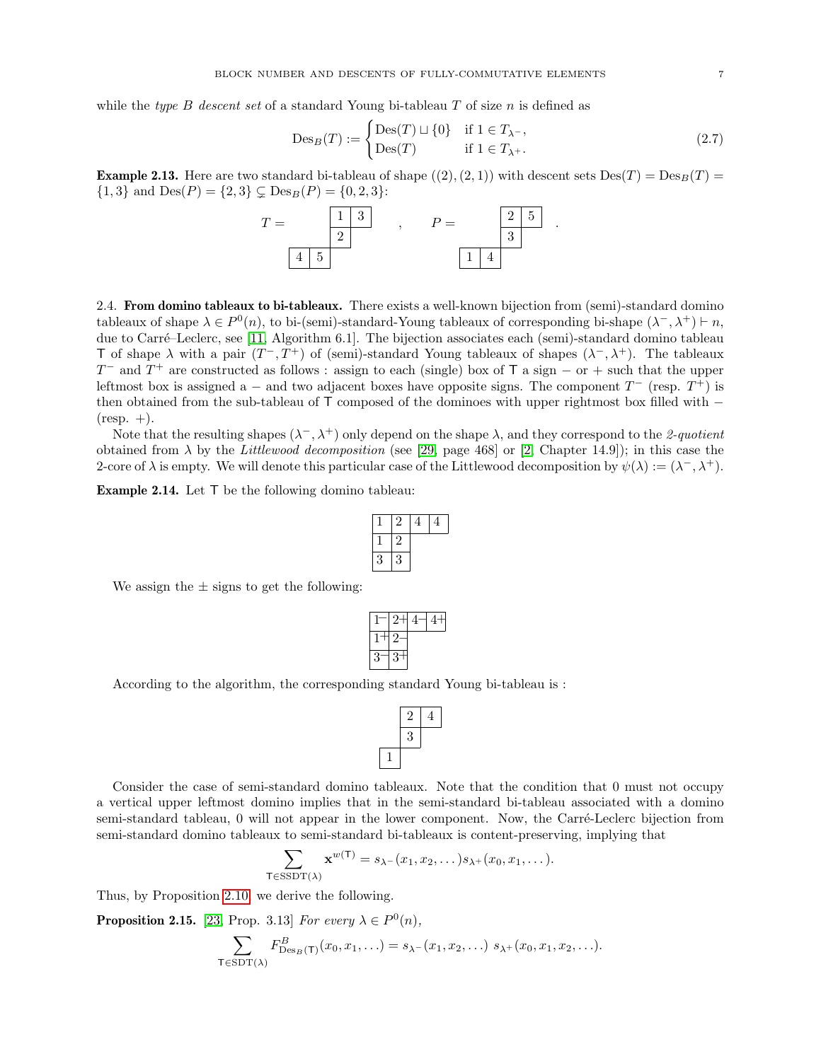while the *type B descent set* of a standard Young bi-tableau $T$ of size $n$ is defined as

$$\mathrm{Des}_B(T) := \begin{cases} \mathrm{Des}(T) \sqcup \{0\} & \text{if } 1 \in T_{\lambda^-}, \\ \mathrm{Des}(T) & \text{if } 1 \in T_{\lambda^+}. \end{cases} \tag{2.7}$$

**Example 2.13.** Here are two standard bi-tableau of shape $((2),(2,1))$ with descent sets $\mathrm{Des}(T) = \mathrm{Des}_B(T) = \{1,3\}$ and $\mathrm{Des}(P) = \{2,3\} \subsetneq \mathrm{Des}_B(P) = \{0,2,3\}$:

$T =$

| | 1 | 3 |
|---|---|---|
| | 2 | |
| 4 | 5 | |

$,\quad P =$

| | 2 | 5 |
|---|---|---|
| | 3 | |
| 1 | 4 | |

.

2.4. **From domino tableaux to bi-tableaux.** There exists a well-known bijection from (semi)-standard domino tableaux of shape $\lambda \in P^0(n)$, to bi-(semi)-standard-Young tableaux of corresponding bi-shape $(\lambda^-, \lambda^+) \vdash n$, due to Carré–Leclerc, see [11, Algorithm 6.1]. The bijection associates each (semi)-standard domino tableau $\mathsf{T}$ of shape $\lambda$ with a pair $(T^-, T^+)$ of (semi)-standard Young tableaux of shapes $(\lambda^-, \lambda^+)$. The tableaux $T^-$ and $T^+$ are constructed as follows : assign to each (single) box of $\mathsf{T}$ a sign $-$ or $+$ such that the upper leftmost box is assigned a $-$ and two adjacent boxes have opposite signs. The component $T^-$ (resp. $T^+$) is then obtained from the sub-tableau of $\mathsf{T}$ composed of the dominoes with upper rightmost box filled with $-$ (resp. $+$).

Note that the resulting shapes $(\lambda^-, \lambda^+)$ only depend on the shape $\lambda$, and they correspond to the *2-quotient* obtained from $\lambda$ by the *Littlewood decomposition* (see [29, page 468] or [2, Chapter 14.9]); in this case the 2-core of $\lambda$ is empty. We will denote this particular case of the Littlewood decomposition by $\psi(\lambda) := (\lambda^-, \lambda^+)$.

**Example 2.14.** Let $\mathsf{T}$ be the following domino tableau:

| 1 | 2 | 4 | 4 |
|---|---|---|---|
| 1 | 2 | | |
| 3 | 3 | | |

We assign the $\pm$ signs to get the following:

| 1− | 2+ | 4− | 4+ |
|---|---|---|---|
| 1+ | 2− | | |
| 3− | 3+ | | |

According to the algorithm, the corresponding standard Young bi-tableau is :

| | 2 | 4 |
|---|---|---|
| | 3 | |
| 1 | | |

Consider the case of semi-standard domino tableaux. Note that the condition that 0 must not occupy a vertical upper leftmost domino implies that in the semi-standard bi-tableau associated with a domino semi-standard tableau, 0 will not appear in the lower component. Now, the Carré-Leclerc bijection from semi-standard domino tableaux to semi-standard bi-tableaux is content-preserving, implying that

$$\sum_{\mathsf{T} \in \mathrm{SSDT}(\lambda)} \mathbf{x}^{w(\mathsf{T})} = s_{\lambda^-}(x_1, x_2, \dots) s_{\lambda^+}(x_0, x_1, \dots).$$

Thus, by Proposition 2.10, we derive the following.

**Proposition 2.15.** [23, Prop. 3.13] *For every $\lambda \in P^0(n)$,*

$$\sum_{\mathsf{T} \in \mathrm{SDT}(\lambda)} F^B_{\mathrm{Des}_B(\mathsf{T})}(x_0, x_1, \dots) = s_{\lambda^-}(x_1, x_2, \dots)\; s_{\lambda^+}(x_0, x_1, x_2, \dots).$$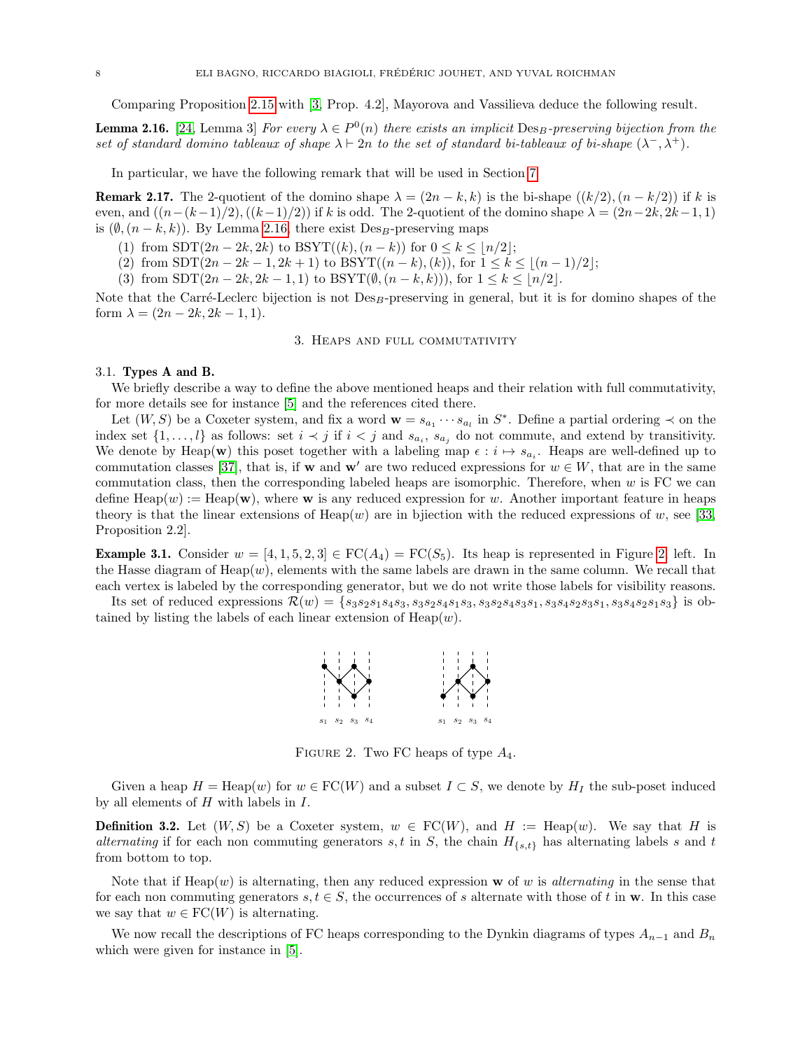Comparing Proposition 2.15 with [3, Prop. 4.2], Mayorova and Vassilieva deduce the following result.

**Lemma 2.16.** [24, Lemma 3] *For every $\lambda \in P^0(n)$ there exists an implicit $\mathrm{Des}_B$-preserving bijection from the set of standard domino tableaux of shape $\lambda \vdash 2n$ to the set of standard bi-tableaux of bi-shape $(\lambda^-, \lambda^+)$.*

In particular, we have the following remark that will be used in Section 7.

**Remark 2.17.** The 2-quotient of the domino shape $\lambda = (2n-k, k)$ is the bi-shape $((k/2), (n-k/2))$ if $k$ is even, and $((n-(k-1)/2), ((k-1)/2))$ if $k$ is odd. The 2-quotient of the domino shape $\lambda = (2n-2k, 2k-1, 1)$ is $(\emptyset, (n-k, k))$. By Lemma 2.16, there exist $\mathrm{Des}_B$-preserving maps

1. from $\mathrm{SDT}(2n-2k, 2k)$ to $\mathrm{BSYT}((k), (n-k))$ for $0 \le k \le \lfloor n/2 \rfloor$;
2. from $\mathrm{SDT}(2n-2k-1, 2k+1)$ to $\mathrm{BSYT}((n-k), (k))$, for $1 \le k \le \lfloor (n-1)/2 \rfloor$;
3. from $\mathrm{SDT}(2n-2k, 2k-1, 1)$ to $\mathrm{BSYT}(\emptyset, (n-k, k))$, for $1 \le k \le \lfloor n/2 \rfloor$.

Note that the Carré-Leclerc bijection is not $\mathrm{Des}_B$-preserving in general, but it is for domino shapes of the form $\lambda = (2n-2k, 2k-1, 1)$.

## 3. Heaps and full commutativity

### 3.1. Types A and B.

We briefly describe a way to define the above mentioned heaps and their relation with full commutativity, for more details see for instance [5] and the references cited there.

Let $(W, S)$ be a Coxeter system, and fix a word $\mathbf{w} = s_{a_1} \cdots s_{a_l}$ in $S^*$. Define a partial ordering $\prec$ on the index set $\{1, \ldots, l\}$ as follows: set $i \prec j$ if $i < j$ and $s_{a_i}$, $s_{a_j}$ do not commute, and extend by transitivity. We denote by $\mathrm{Heap}(\mathbf{w})$ this poset together with a labeling map $\epsilon : i \mapsto s_{a_i}$. Heaps are well-defined up to commutation classes [37], that is, if $\mathbf{w}$ and $\mathbf{w}'$ are two reduced expressions for $w \in W$, that are in the same commutation class, then the corresponding labeled heaps are isomorphic. Therefore, when $w$ is FC we can define $\mathrm{Heap}(w) := \mathrm{Heap}(\mathbf{w})$, where $\mathbf{w}$ is any reduced expression for $w$. Another important feature in heaps theory is that the linear extensions of $\mathrm{Heap}(w)$ are in bjiection with the reduced expressions of $w$, see [33, Proposition 2.2].

**Example 3.1.** Consider $w = [4, 1, 5, 2, 3] \in \mathrm{FC}(A_4) = \mathrm{FC}(S_5)$. Its heap is represented in Figure 2, left. In the Hasse diagram of $\mathrm{Heap}(w)$, elements with the same labels are drawn in the same column. We recall that each vertex is labeled by the corresponding generator, but we do not write those labels for visibility reasons.

Its set of reduced expressions $\mathcal{R}(w) = \{s_3s_2s_1s_4s_3, s_3s_2s_4s_1s_3, s_3s_2s_4s_3s_1, s_3s_4s_2s_3s_1, s_3s_4s_2s_1s_3\}$ is obtained by listing the labels of each linear extension of $\mathrm{Heap}(w)$.

Figure 2. Two FC heaps of type $A_4$.

Given a heap $H = \mathrm{Heap}(w)$ for $w \in \mathrm{FC}(W)$ and a subset $I \subset S$, we denote by $H_I$ the sub-poset induced by all elements of $H$ with labels in $I$.

**Definition 3.2.** Let $(W, S)$ be a Coxeter system, $w \in \mathrm{FC}(W)$, and $H := \mathrm{Heap}(w)$. We say that $H$ is *alternating* if for each non commuting generators $s, t$ in $S$, the chain $H_{\{s,t\}}$ has alternating labels $s$ and $t$ from bottom to top.

Note that if $\mathrm{Heap}(w)$ is alternating, then any reduced expression $\mathbf{w}$ of $w$ is *alternating* in the sense that for each non commuting generators $s, t \in S$, the occurrences of $s$ alternate with those of $t$ in $\mathbf{w}$. In this case we say that $w \in \mathrm{FC}(W)$ is alternating.

We now recall the descriptions of FC heaps corresponding to the Dynkin diagrams of types $A_{n-1}$ and $B_n$ which were given for instance in [5].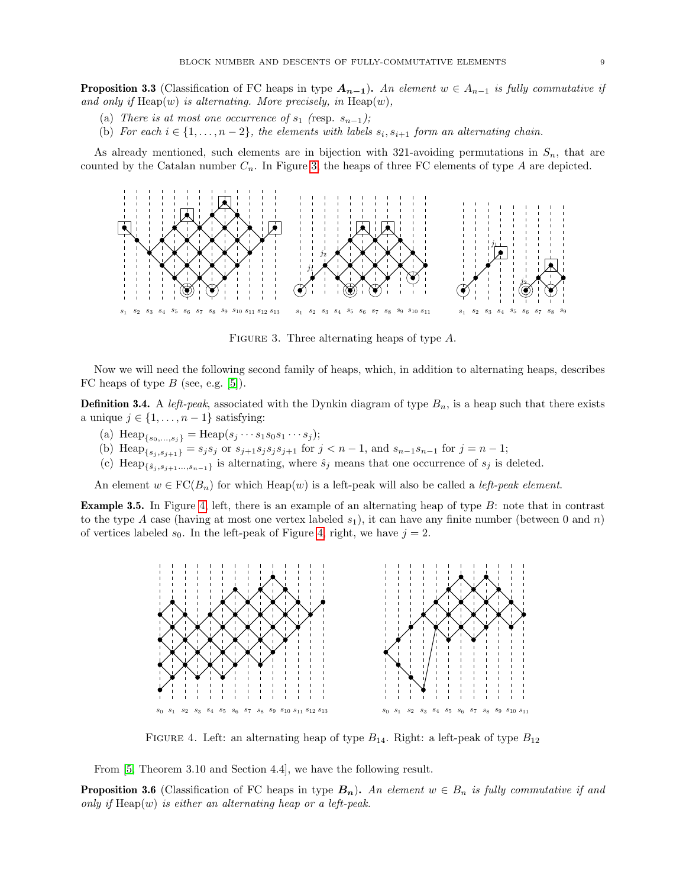**Proposition 3.3** (Classification of FC heaps in type $\boldsymbol{A_{n-1}}$). *An element $w \in A_{n-1}$ is fully commutative if and only if* Heap$(w)$ *is alternating. More precisely, in* Heap$(w)$,

(a) *There is at most one occurrence of $s_1$ (*resp. *$s_{n-1}$);*

(b) *For each $i \in \{1, \dots, n-2\}$, the elements with labels $s_i, s_{i+1}$ form an alternating chain.*

As already mentioned, such elements are in bijection with 321-avoiding permutations in $S_n$, that are counted by the Catalan number $C_n$. In Figure 3, the heaps of three FC elements of type $A$ are depicted.

FIGURE 3. Three alternating heaps of type $A$.

Now we will need the following second family of heaps, which, in addition to alternating heaps, describes FC heaps of type $B$ (see, e.g. [5]).

**Definition 3.4.** A *left-peak*, associated with the Dynkin diagram of type $B_n$, is a heap such that there exists a unique $j \in \{1, \dots, n-1\}$ satisfying:

(a) $\mathrm{Heap}_{\{s_0,\dots,s_j\}} = \mathrm{Heap}(s_j \cdots s_1 s_0 s_1 \cdots s_j)$;

(b) $\mathrm{Heap}_{\{s_j,s_{j+1}\}} = s_j s_j$ or $s_{j+1} s_j s_j s_{j+1}$ for $j < n-1$, and $s_{n-1} s_{n-1}$ for $j = n-1$;

(c) $\mathrm{Heap}_{\{\hat{s}_j, s_{j+1} \dots, s_{n-1}\}}$ is alternating, where $\hat{s}_j$ means that one occurrence of $s_j$ is deleted.

An element $w \in \mathrm{FC}(B_n)$ for which Heap$(w)$ is a left-peak will also be called a *left-peak element*.

**Example 3.5.** In Figure 4, left, there is an example of an alternating heap of type $B$: note that in contrast to the type $A$ case (having at most one vertex labeled $s_1$), it can have any finite number (between 0 and $n$) of vertices labeled $s_0$. In the left-peak of Figure 4, right, we have $j = 2$.

FIGURE 4. Left: an alternating heap of type $B_{14}$. Right: a left-peak of type $B_{12}$

From [5, Theorem 3.10 and Section 4.4], we have the following result.

**Proposition 3.6** (Classification of FC heaps in type $\boldsymbol{B_n}$). *An element $w \in B_n$ is fully commutative if and only if* Heap$(w)$ *is either an alternating heap or a left-peak.*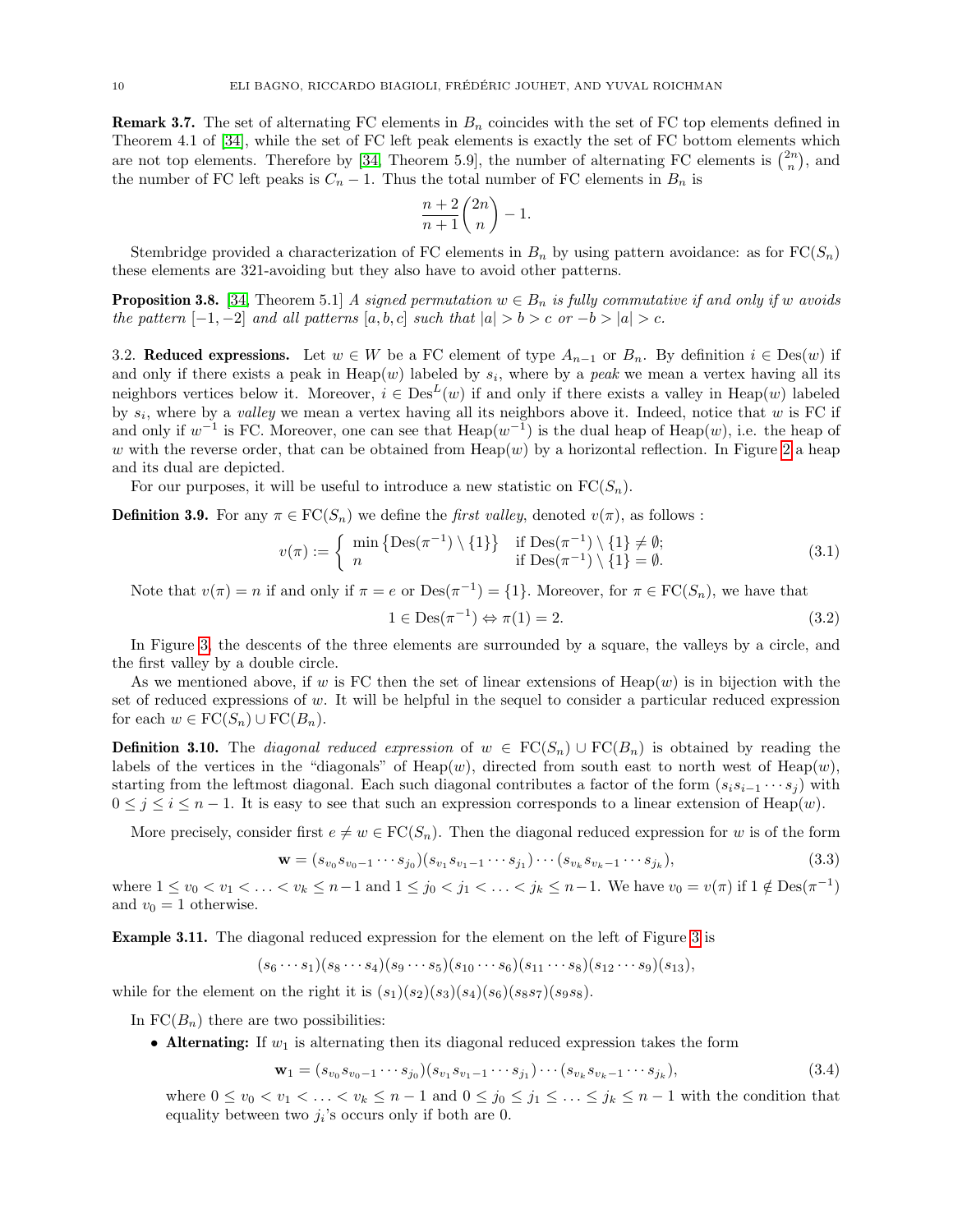**Remark 3.7.** The set of alternating FC elements in $B_n$ coincides with the set of FC top elements defined in Theorem 4.1 of [34], while the set of FC left peak elements is exactly the set of FC bottom elements which are not top elements. Therefore by [34, Theorem 5.9], the number of alternating FC elements is $\binom{2n}{n}$, and the number of FC left peaks is $C_n - 1$. Thus the total number of FC elements in $B_n$ is

$$\frac{n+2}{n+1}\binom{2n}{n} - 1.$$

Stembridge provided a characterization of FC elements in $B_n$ by using pattern avoidance: as for $\mathrm{FC}(S_n)$ these elements are 321-avoiding but they also have to avoid other patterns.

**Proposition 3.8.** [34, Theorem 5.1] *A signed permutation $w \in B_n$ is fully commutative if and only if $w$ avoids the pattern $[-1, -2]$ and all patterns $[a, b, c]$ such that $|a| > b > c$ or $-b > |a| > c$.*

3.2. **Reduced expressions.** Let $w \in W$ be a FC element of type $A_{n-1}$ or $B_n$. By definition $i \in \mathrm{Des}(w)$ if and only if there exists a peak in $\mathrm{Heap}(w)$ labeled by $s_i$, where by a *peak* we mean a vertex having all its neighbors vertices below it. Moreover, $i \in \mathrm{Des}^L(w)$ if and only if there exists a valley in $\mathrm{Heap}(w)$ labeled by $s_i$, where by a *valley* we mean a vertex having all its neighbors above it. Indeed, notice that $w$ is FC if and only if $w^{-1}$ is FC. Moreover, one can see that $\mathrm{Heap}(w^{-1})$ is the dual heap of $\mathrm{Heap}(w)$, i.e. the heap of $w$ with the reverse order, that can be obtained from $\mathrm{Heap}(w)$ by a horizontal reflection. In Figure 2 a heap and its dual are depicted.

For our purposes, it will be useful to introduce a new statistic on $\mathrm{FC}(S_n)$.

**Definition 3.9.** For any $\pi \in \mathrm{FC}(S_n)$ we define the *first valley*, denoted $v(\pi)$, as follows :

$$v(\pi) := \begin{cases} \min\left\{\mathrm{Des}(\pi^{-1}) \setminus \{1\}\right\} & \text{if } \mathrm{Des}(\pi^{-1}) \setminus \{1\} \neq \emptyset; \\ n & \text{if } \mathrm{Des}(\pi^{-1}) \setminus \{1\} = \emptyset. \end{cases} \tag{3.1}$$

Note that $v(\pi) = n$ if and only if $\pi = e$ or $\mathrm{Des}(\pi^{-1}) = \{1\}$. Moreover, for $\pi \in \mathrm{FC}(S_n)$, we have that

$$1 \in \mathrm{Des}(\pi^{-1}) \Leftrightarrow \pi(1) = 2. \tag{3.2}$$

In Figure 3, the descents of the three elements are surrounded by a square, the valleys by a circle, and the first valley by a double circle.

As we mentioned above, if $w$ is FC then the set of linear extensions of $\mathrm{Heap}(w)$ is in bijection with the set of reduced expressions of $w$. It will be helpful in the sequel to consider a particular reduced expression for each $w \in \mathrm{FC}(S_n) \cup \mathrm{FC}(B_n)$.

**Definition 3.10.** The *diagonal reduced expression* of $w \in \mathrm{FC}(S_n) \cup \mathrm{FC}(B_n)$ is obtained by reading the labels of the vertices in the "diagonals" of $\mathrm{Heap}(w)$, directed from south east to north west of $\mathrm{Heap}(w)$, starting from the leftmost diagonal. Each such diagonal contributes a factor of the form $(s_i s_{i-1} \cdots s_j)$ with $0 \leq j \leq i \leq n-1$. It is easy to see that such an expression corresponds to a linear extension of $\mathrm{Heap}(w)$.

More precisely, consider first $e \neq w \in \mathrm{FC}(S_n)$. Then the diagonal reduced expression for $w$ is of the form

$$\mathbf{w} = (s_{v_0} s_{v_0-1} \cdots s_{j_0})(s_{v_1} s_{v_1-1} \cdots s_{j_1}) \cdots (s_{v_k} s_{v_k-1} \cdots s_{j_k}), \tag{3.3}$$

where $1 \leq v_0 < v_1 < \ldots < v_k \leq n-1$ and $1 \leq j_0 < j_1 < \ldots < j_k \leq n-1$. We have $v_0 = v(\pi)$ if $1 \notin \mathrm{Des}(\pi^{-1})$ and $v_0 = 1$ otherwise.

**Example 3.11.** The diagonal reduced expression for the element on the left of Figure 3 is

$$(s_6 \cdots s_1)(s_8 \cdots s_4)(s_9 \cdots s_5)(s_{10} \cdots s_6)(s_{11} \cdots s_8)(s_{12} \cdots s_9)(s_{13}),$$

while for the element on the right it is $(s_1)(s_2)(s_3)(s_4)(s_6)(s_8 s_7)(s_9 s_8)$.

In $\mathrm{FC}(B_n)$ there are two possibilities:

- **Alternating:** If $w_1$ is alternating then its diagonal reduced expression takes the form

$$\mathbf{w}_1 = (s_{v_0} s_{v_0-1} \cdots s_{j_0})(s_{v_1} s_{v_1-1} \cdots s_{j_1}) \cdots (s_{v_k} s_{v_k-1} \cdots s_{j_k}), \tag{3.4}$$

where $0 \leq v_0 < v_1 < \ldots < v_k \leq n-1$ and $0 \leq j_0 \leq j_1 \leq \ldots \leq j_k \leq n-1$ with the condition that equality between two $j_i$'s occurs only if both are 0.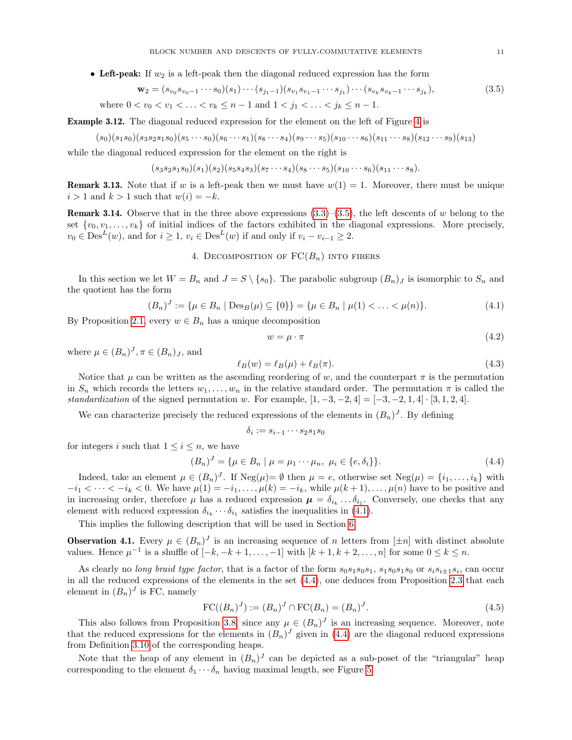- **Left-peak:** If $w_2$ is a left-peak then the diagonal reduced expression has the form

$$\mathbf{w}_2 = (s_{v_0} s_{v_0-1} \cdots s_0)(s_1) \cdots (s_{j_1 - 1})(s_{v_1} s_{v_1-1} \cdots s_{j_1}) \cdots (s_{v_k} s_{v_k-1} \cdots s_{j_k}), \tag{3.5}$$

where $0 < v_0 < v_1 < \ldots < v_k \leq n-1$ and $1 < j_1 < \ldots < j_k \leq n-1$.

**Example 3.12.** The diagonal reduced expression for the element on the left of Figure 4 is

$$(s_0)(s_1 s_0)(s_3 s_2 s_1 s_0)(s_5 \cdots s_0)(s_6 \cdots s_1)(s_8 \cdots s_4)(s_9 \cdots s_5)(s_{10} \cdots s_6)(s_{11} \cdots s_8)(s_{12} \cdots s_9)(s_{13})$$

while the diagonal reduced expression for the element on the right is

$$(s_3 s_2 s_1 s_0)(s_1)(s_2)(s_5 s_4 s_3)(s_7 \cdots s_4)(s_8 \cdots s_5)(s_{10} \cdots s_6)(s_{11} \cdots s_8).$$

**Remark 3.13.** Note that if $w$ is a left-peak then we must have $w(1) = 1$. Moreover, there must be unique $i > 1$ and $k > 1$ such that $w(i) = -k$.

**Remark 3.14.** Observe that in the three above expressions (3.3)–(3.5), the left descents of $w$ belong to the set $\{v_0, v_1, \ldots, v_k\}$ of initial indices of the factors exhibited in the diagonal expressions. More precisely, $v_0 \in \mathrm{Des}^L(w)$, and for $i \geq 1$, $v_i \in \mathrm{Des}^L(w)$ if and only if $v_i - v_{i-1} \geq 2$.

## 4. Decomposition of FC($B_n$) into fibers

In this section we let $W = B_n$ and $J = S \setminus \{s_0\}$. The parabolic subgroup $(B_n)_J$ is isomorphic to $S_n$ and the quotient has the form

$$(B_n)^J := \{\mu \in B_n \mid \mathrm{Des}_B(\mu) \subseteq \{0\}\} = \{\mu \in B_n \mid \mu(1) < \ldots < \mu(n)\}. \tag{4.1}$$

By Proposition 2.1, every $w \in B_n$ has a unique decomposition

$$w = \mu \cdot \pi \tag{4.2}$$

where $\mu \in (B_n)^J, \pi \in (B_n)_J$, and

$$\ell_B(w) = \ell_B(\mu) + \ell_B(\pi). \tag{4.3}$$

Notice that $\mu$ can be written as the ascending reordering of $w$, and the counterpart $\pi$ is the permutation in $S_n$ which records the letters $w_1, \ldots, w_n$ in the relative standard order. The permutation $\pi$ is called the *standardization* of the signed permutation $w$. For example, $[1, -3, -2, 4] = [-3, -2, 1, 4] \cdot [3, 1, 2, 4]$.

We can characterize precisely the reduced expressions of the elements in $(B_n)^J$. By defining

$$\delta_i := s_{i-1} \cdots s_2 s_1 s_0$$

for integers $i$ such that $1 \leq i \leq n$, we have

$$(B_n)^J = \{\mu \in B_n \mid \mu = \mu_1 \cdots \mu_n,\ \mu_i \in \{e, \delta_i\}\}. \tag{4.4}$$

Indeed, take an element $\mu \in (B_n)^J$. If $\mathrm{Neg}(\mu) = \emptyset$ then $\mu = e$, otherwise set $\mathrm{Neg}(\mu) = \{i_1, \ldots, i_k\}$ with $-i_1 < \cdots < -i_k < 0$. We have $\mu(1) = -i_1, \ldots, \mu(k) = -i_k$, while $\mu(k+1), \ldots, \mu(n)$ have to be positive and in increasing order, therefore $\mu$ has a reduced expression $\boldsymbol{\mu} = \delta_{i_k} \ldots \delta_{i_1}$. Conversely, one checks that any element with reduced expression $\delta_{i_k} \cdots \delta_{i_1}$ satisfies the inequalities in (4.1).

This implies the following description that will be used in Section 6.

**Observation 4.1.** Every $\mu \in (B_n)^J$ is an increasing sequence of $n$ letters from $[\pm n]$ with distinct absolute values. Hence $\mu^{-1}$ is a shuffle of $[-k, -k+1, \ldots, -1]$ with $[k+1, k+2, \ldots, n]$ for some $0 \leq k \leq n$.

As clearly no *long braid type factor*, that is a factor of the form $s_0 s_1 s_0 s_1$, $s_1 s_0 s_1 s_0$ or $s_i s_{i\pm1} s_i$, can occur in all the reduced expressions of the elements in the set (4.4), one deduces from Proposition 2.3 that each element in $(B_n)^J$ is FC, namely

$$\mathrm{FC}((B_n)^J) := (B_n)^J \cap \mathrm{FC}(B_n) = (B_n)^J. \tag{4.5}$$

This also follows from Proposition 3.8, since any $\mu \in (B_n)^J$ is an increasing sequence. Moreover, note that the reduced expressions for the elements in $(B_n)^J$ given in (4.4) are the diagonal reduced expressions from Definition 3.10 of the corresponding heaps.

Note that the heap of any element in $(B_n)^J$ can be depicted as a sub-poset of the "triangular" heap corresponding to the element $\delta_1 \cdots \delta_n$ having maximal length, see Figure 5.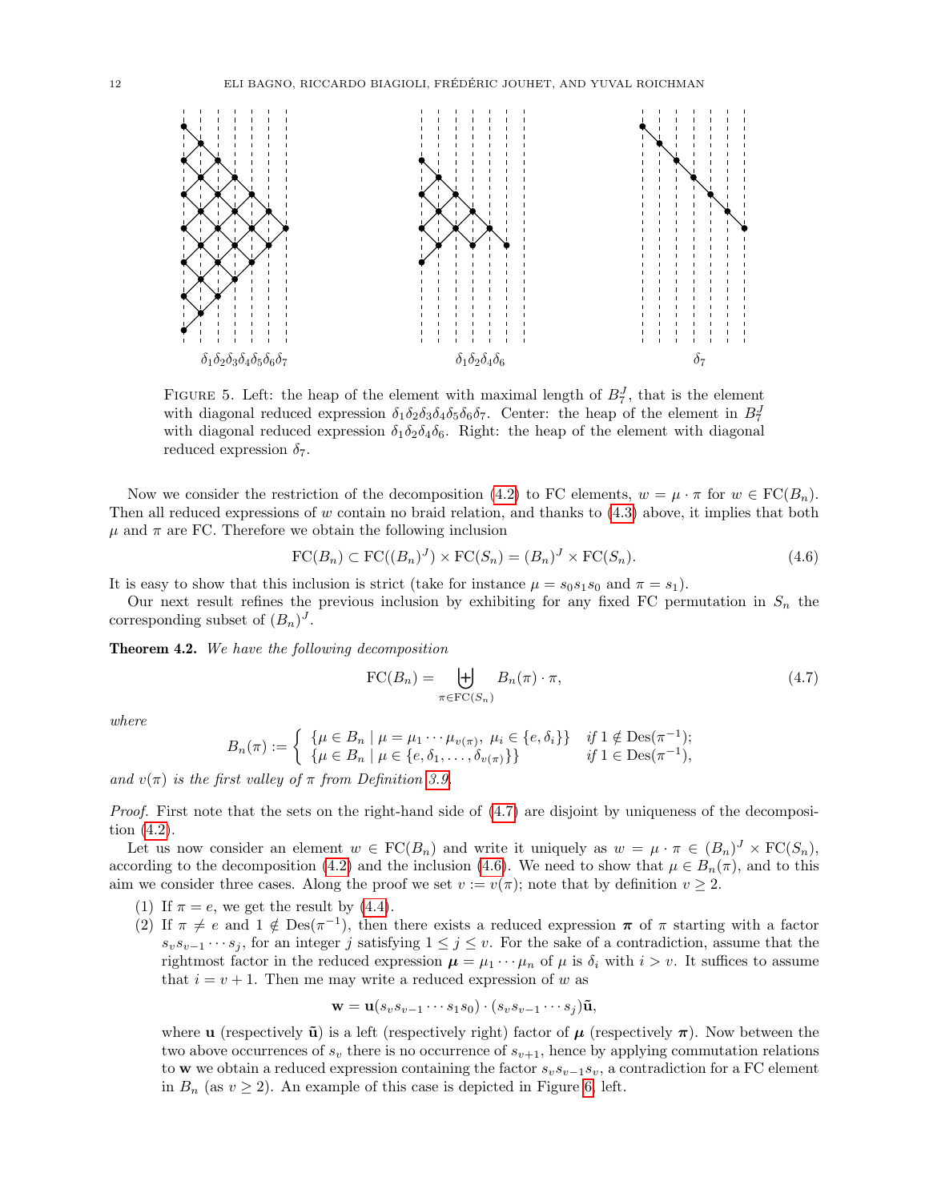$\delta_1\delta_2\delta_3\delta_4\delta_5\delta_6\delta_7$ $\delta_1\delta_2\delta_4\delta_6$ $\delta_7$

FIGURE 5. Left: the heap of the element with maximal length of $B_7^J$, that is the element with diagonal reduced expression $\delta_1\delta_2\delta_3\delta_4\delta_5\delta_6\delta_7$. Center: the heap of the element in $B_7^J$ with diagonal reduced expression $\delta_1\delta_2\delta_4\delta_6$. Right: the heap of the element with diagonal reduced expression $\delta_7$.

Now we consider the restriction of the decomposition (4.2) to FC elements, $w = \mu\cdot\pi$ for $w \in \mathrm{FC}(B_n)$. Then all reduced expressions of $w$ contain no braid relation, and thanks to (4.3) above, it implies that both $\mu$ and $\pi$ are FC. Therefore we obtain the following inclusion

$$\mathrm{FC}(B_n) \subset \mathrm{FC}((B_n)^J) \times \mathrm{FC}(S_n) = (B_n)^J \times \mathrm{FC}(S_n). \tag{4.6}$$

It is easy to show that this inclusion is strict (take for instance $\mu = s_0s_1s_0$ and $\pi = s_1$).

Our next result refines the previous inclusion by exhibiting for any fixed FC permutation in $S_n$ the corresponding subset of $(B_n)^J$.

**Theorem 4.2.** *We have the following decomposition*

$$\mathrm{FC}(B_n) = \biguplus_{\pi\in \mathrm{FC}(S_n)} B_n(\pi)\cdot\pi, \tag{4.7}$$

*where*

$$B_n(\pi) := \begin{cases} \{\mu \in B_n \mid \mu = \mu_1\cdots\mu_{v(\pi)},\ \mu_i \in \{e,\delta_i\}\} & \text{if } 1 \notin \mathrm{Des}(\pi^{-1}); \\ \{\mu \in B_n \mid \mu \in \{e,\delta_1,\ldots,\delta_{v(\pi)}\}\} & \text{if } 1 \in \mathrm{Des}(\pi^{-1}), \end{cases}$$

*and $v(\pi)$ is the first valley of $\pi$ from Definition 3.9.*

*Proof.* First note that the sets on the right-hand side of (4.7) are disjoint by uniqueness of the decomposition (4.2).

Let us now consider an element $w \in \mathrm{FC}(B_n)$ and write it uniquely as $w = \mu\cdot\pi \in (B_n)^J \times \mathrm{FC}(S_n)$, according to the decomposition (4.2) and the inclusion (4.6). We need to show that $\mu \in B_n(\pi)$, and to this aim we consider three cases. Along the proof we set $v := v(\pi)$; note that by definition $v \geq 2$.

(1) If $\pi = e$, we get the result by (4.4).
(2) If $\pi \neq e$ and $1 \notin \mathrm{Des}(\pi^{-1})$, then there exists a reduced expression $\boldsymbol{\pi}$ of $\pi$ starting with a factor $s_vs_{v-1}\cdots s_j$, for an integer $j$ satisfying $1 \leq j \leq v$. For the sake of a contradiction, assume that the rightmost factor in the reduced expression $\boldsymbol{\mu} = \mu_1\cdots\mu_n$ of $\mu$ is $\delta_i$ with $i > v$. It suffices to assume that $i = v+1$. Then me may write a reduced expression of $w$ as

$$\mathbf{w} = \mathbf{u}(s_vs_{v-1}\cdots s_1s_0)\cdot(s_vs_{v-1}\cdots s_j)\tilde{\mathbf{u}},$$

where $\mathbf{u}$ (respectively $\tilde{\mathbf{u}}$) is a left (respectively right) factor of $\boldsymbol{\mu}$ (respectively $\boldsymbol{\pi}$). Now between the two above occurrences of $s_v$ there is no occurrence of $s_{v+1}$, hence by applying commutation relations to $\mathbf{w}$ we obtain a reduced expression containing the factor $s_vs_{v-1}s_v$, a contradiction for a FC element in $B_n$ (as $v \geq 2$). An example of this case is depicted in Figure 6, left.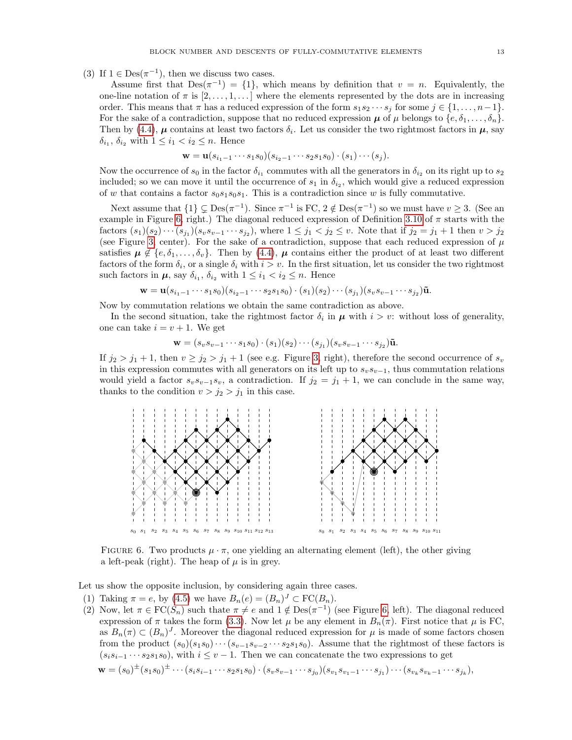(3) If $1 \in \mathrm{Des}(\pi^{-1})$, then we discuss two cases.

Assume first that $\mathrm{Des}(\pi^{-1}) = \{1\}$, which means by definition that $v = n$. Equivalently, the one-line notation of $\pi$ is $[2, \ldots, 1, \ldots]$ where the elements represented by the dots are in increasing order. This means that $\pi$ has a reduced expression of the form $s_1 s_2 \cdots s_j$ for some $j \in \{1, \ldots, n-1\}$. For the sake of a contradiction, suppose that no reduced expression $\boldsymbol{\mu}$ of $\mu$ belongs to $\{e, \delta_1, \ldots, \delta_n\}$. Then by (4.4), $\boldsymbol{\mu}$ contains at least two factors $\delta_i$. Let us consider the two rightmost factors in $\boldsymbol{\mu}$, say $\delta_{i_1}$, $\delta_{i_2}$ with $1 \leq i_1 < i_2 \leq n$. Hence

$$\mathbf{w} = \mathbf{u}(s_{i_1-1} \cdots s_1 s_0)(s_{i_2-1} \cdots s_2 s_1 s_0) \cdot (s_1) \cdots (s_j).$$

Now the occurrence of $s_0$ in the factor $\delta_{i_1}$ commutes with all the generators in $\delta_{i_2}$ on its right up to $s_2$ included; so we can move it until the occurrence of $s_1$ in $\delta_{i_2}$, which would give a reduced expression of $w$ that contains a factor $s_0 s_1 s_0 s_1$. This is a contradiction since $w$ is fully commutative.

Next assume that $\{1\} \subsetneq \mathrm{Des}(\pi^{-1})$. Since $\pi^{-1}$ is FC, $2 \notin \mathrm{Des}(\pi^{-1})$ so we must have $v \geq 3$. (See an example in Figure 6, right.) The diagonal reduced expression of Definition 3.10 of $\pi$ starts with the factors $(s_1)(s_2) \cdots (s_{j_1})(s_v s_{v-1} \cdots s_{j_2})$, where $1 \leq j_1 < j_2 \leq v$. Note that if $j_2 = j_1 + 1$ then $v > j_2$ (see Figure 3, center). For the sake of a contradiction, suppose that each reduced expression of $\mu$ satisfies $\boldsymbol{\mu} \notin \{e, \delta_1, \ldots, \delta_v\}$. Then by (4.4), $\boldsymbol{\mu}$ contains either the product of at least two different factors of the form $\delta_i$, or a single $\delta_i$ with $i > v$. In the first situation, let us consider the two rightmost such factors in $\boldsymbol{\mu}$, say $\delta_{i_1}$, $\delta_{i_2}$ with $1 \leq i_1 < i_2 \leq n$. Hence

$$\mathbf{w} = \mathbf{u}(s_{i_1-1} \cdots s_1 s_0)(s_{i_2-1} \cdots s_2 s_1 s_0) \cdot (s_1)(s_2) \cdots (s_{j_1})(s_v s_{v-1} \cdots s_{j_2})\tilde{\mathbf{u}}.$$

Now by commutation relations we obtain the same contradiction as above.

In the second situation, take the rightmost factor $\delta_i$ in $\boldsymbol{\mu}$ with $i > v$: without loss of generality, one can take $i = v + 1$. We get

$$\mathbf{w} = (s_v s_{v-1} \cdots s_1 s_0) \cdot (s_1)(s_2) \cdots (s_{j_1})(s_v s_{v-1} \cdots s_{j_2})\tilde{\mathbf{u}}.$$

If $j_2 > j_1 + 1$, then $v \geq j_2 > j_1 + 1$ (see e.g. Figure 3, right), therefore the second occurrence of $s_v$ in this expression commutes with all generators on its left up to $s_v s_{v-1}$, thus commutation relations would yield a factor $s_v s_{v-1} s_v$, a contradiction. If $j_2 = j_1 + 1$, we can conclude in the same way, thanks to the condition $v > j_2 > j_1$ in this case.

Figure 6. Two products $\mu \cdot \pi$, one yielding an alternating element (left), the other giving a left-peak (right). The heap of $\mu$ is in grey.

Let us show the opposite inclusion, by considering again three cases.

(1) Taking $\pi = e$, by (4.5) we have $B_n(e) = (B_n)^J \subset \mathrm{FC}(B_n)$.

(2) Now, let $\pi \in \mathrm{FC}(S_n)$ such thate $\pi \neq e$ and $1 \notin \mathrm{Des}(\pi^{-1})$ (see Figure 6, left). The diagonal reduced expression of $\pi$ takes the form (3.3). Now let $\mu$ be any element in $B_n(\pi)$. First notice that $\mu$ is FC, as $B_n(\pi) \subset (B_n)^J$. Moreover the diagonal reduced expression for $\mu$ is made of some factors chosen from the product $(s_0)(s_1 s_0) \cdots (s_{v-1} s_{v-2} \cdots s_2 s_1 s_0)$. Assume that the rightmost of these factors is $(s_i s_{i-1} \cdots s_2 s_1 s_0)$, with $i \leq v - 1$. Then we can concatenate the two expressions to get

$$\mathbf{w} = (s_0)^{\pm}(s_1 s_0)^{\pm} \cdots (s_i s_{i-1} \cdots s_2 s_1 s_0) \cdot (s_v s_{v-1} \cdots s_{j_0})(s_{v_1} s_{v_1-1} \cdots s_{j_1}) \cdots (s_{v_k} s_{v_k-1} \cdots s_{j_k}),$$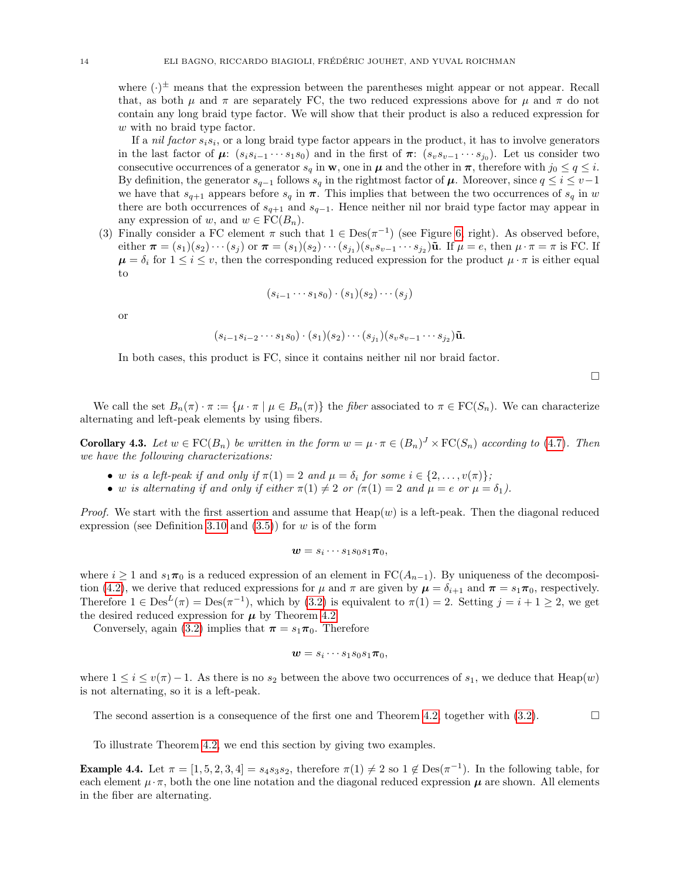where $(\cdot)^{\pm}$ means that the expression between the parentheses might appear or not appear. Recall that, as both $\mu$ and $\pi$ are separately FC, the two reduced expressions above for $\mu$ and $\pi$ do not contain any long braid type factor. We will show that their product is also a reduced expression for $w$ with no braid type factor.

If a *nil factor* $s_i s_i$, or a long braid type factor appears in the product, it has to involve generators in the last factor of $\boldsymbol{\mu}$: $(s_i s_{i-1} \cdots s_1 s_0)$ and in the first of $\boldsymbol{\pi}$: $(s_v s_{v-1} \cdots s_{j_0})$. Let us consider two consecutive occurrences of a generator $s_q$ in $\mathbf{w}$, one in $\boldsymbol{\mu}$ and the other in $\boldsymbol{\pi}$, therefore with $j_0 \leq q \leq i$. By definition, the generator $s_{q-1}$ follows $s_q$ in the rightmost factor of $\boldsymbol{\mu}$. Moreover, since $q \leq i \leq v-1$ we have that $s_{q+1}$ appears before $s_q$ in $\boldsymbol{\pi}$. This implies that between the two occurrences of $s_q$ in $w$ there are both occurrences of $s_{q+1}$ and $s_{q-1}$. Hence neither nil nor braid type factor may appear in any expression of $w$, and $w \in \mathrm{FC}(B_n)$.

(3) Finally consider a FC element $\pi$ such that $1 \in \mathrm{Des}(\pi^{-1})$ (see Figure 6, right). As observed before, either $\boldsymbol{\pi} = (s_1)(s_2)\cdots(s_j)$ or $\boldsymbol{\pi} = (s_1)(s_2)\cdots(s_{j_1})(s_v s_{v-1}\cdots s_{j_2})\tilde{\mathbf{u}}$. If $\mu = e$, then $\mu \cdot \pi = \pi$ is FC. If $\boldsymbol{\mu} = \delta_i$ for $1 \leq i \leq v$, then the corresponding reduced expression for the product $\mu \cdot \pi$ is either equal to

$$(s_{i-1}\cdots s_1 s_0)\cdot(s_1)(s_2)\cdots(s_j)$$

or

$$(s_{i-1}s_{i-2}\cdots s_1 s_0)\cdot(s_1)(s_2)\cdots(s_{j_1})(s_v s_{v-1}\cdots s_{j_2})\tilde{\mathbf{u}}.$$

In both cases, this product is FC, since it contains neither nil nor braid factor.

□

We call the set $B_n(\pi)\cdot\pi := \{\mu\cdot\pi \mid \mu \in B_n(\pi)\}$ the *fiber* associated to $\pi \in \mathrm{FC}(S_n)$. We can characterize alternating and left-peak elements by using fibers.

**Corollary 4.3.** *Let $w \in \mathrm{FC}(B_n)$ be written in the form $w = \mu\cdot\pi \in (B_n)^J \times \mathrm{FC}(S_n)$ according to (4.7). Then we have the following characterizations:*

- *$w$ is a left-peak if and only if $\pi(1) = 2$ and $\mu = \delta_i$ for some $i \in \{2, \ldots, v(\pi)\}$;*
- *$w$ is alternating if and only if either $\pi(1) \neq 2$ or ($\pi(1) = 2$ and $\mu = e$ or $\mu = \delta_1$).*

*Proof.* We start with the first assertion and assume that $\mathrm{Heap}(w)$ is a left-peak. Then the diagonal reduced expression (see Definition 3.10 and (3.5)) for $w$ is of the form

$$\boldsymbol{w} = s_i \cdots s_1 s_0 s_1 \boldsymbol{\pi}_0,$$

where $i \geq 1$ and $s_1\boldsymbol{\pi}_0$ is a reduced expression of an element in $\mathrm{FC}(A_{n-1})$. By uniqueness of the decomposition (4.2), we derive that reduced expressions for $\mu$ and $\pi$ are given by $\boldsymbol{\mu} = \delta_{i+1}$ and $\boldsymbol{\pi} = s_1\boldsymbol{\pi}_0$, respectively. Therefore $1 \in \mathrm{Des}^L(\pi) = \mathrm{Des}(\pi^{-1})$, which by (3.2) is equivalent to $\pi(1) = 2$. Setting $j = i+1 \geq 2$, we get the desired reduced expression for $\boldsymbol{\mu}$ by Theorem 4.2.

Conversely, again (3.2) implies that $\boldsymbol{\pi} = s_1\boldsymbol{\pi}_0$. Therefore

$$\boldsymbol{w} = s_i \cdots s_1 s_0 s_1 \boldsymbol{\pi}_0,$$

where $1 \leq i \leq v(\pi) - 1$. As there is no $s_2$ between the above two occurrences of $s_1$, we deduce that $\mathrm{Heap}(w)$ is not alternating, so it is a left-peak.

The second assertion is a consequence of the first one and Theorem 4.2, together with (3.2). □

To illustrate Theorem 4.2, we end this section by giving two examples.

**Example 4.4.** Let $\pi = [1, 5, 2, 3, 4] = s_4 s_3 s_2$, therefore $\pi(1) \neq 2$ so $1 \notin \mathrm{Des}(\pi^{-1})$. In the following table, for each element $\mu\cdot\pi$, both the one line notation and the diagonal reduced expression $\boldsymbol{\mu}$ are shown. All elements in the fiber are alternating.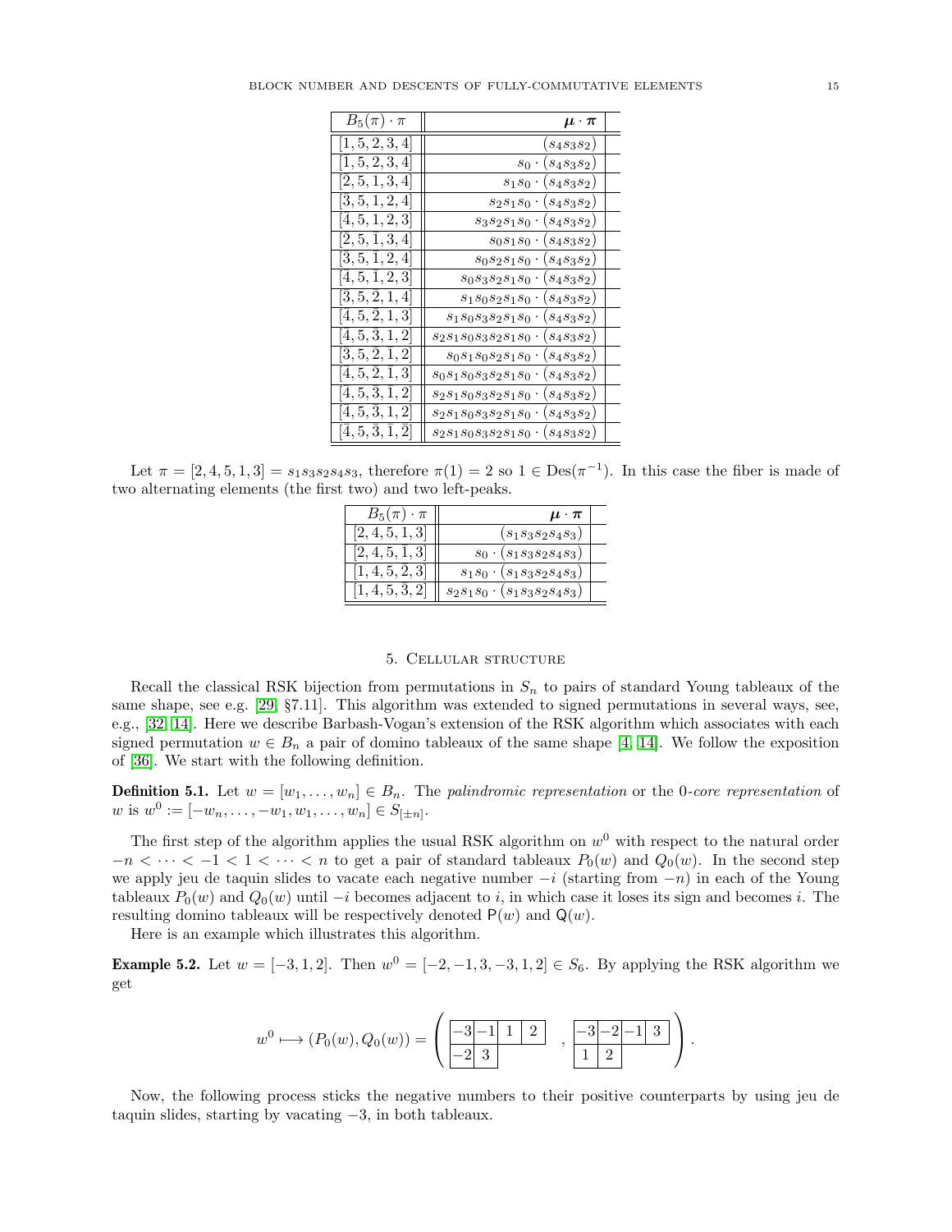| $B_5(\pi) \cdot \pi$ | $\boldsymbol{\mu} \cdot \boldsymbol{\pi}$ |
|---|---|
| $[1, 5, 2, 3, 4]$ | $(s_4 s_3 s_2)$ |
| $[\bar{1}, 5, 2, 3, 4]$ | $s_0 \cdot (s_4 s_3 s_2)$ |
| $[2, 5, \bar{1}, 3, 4]$ | $s_1 s_0 \cdot (s_4 s_3 s_2)$ |
| $[3, 5, \bar{1}, 2, 4]$ | $s_2 s_1 s_0 \cdot (s_4 s_3 s_2)$ |
| $[4, 5, \bar{1}, 2, 3]$ | $s_3 s_2 s_1 s_0 \cdot (s_4 s_3 s_2)$ |
| $[\bar{2}, 5, \bar{1}, 3, 4]$ | $s_0 s_1 s_0 \cdot (s_4 s_3 s_2)$ |
| $[\bar{3}, 5, \bar{1}, 2, 4]$ | $s_0 s_2 s_1 s_0 \cdot (s_4 s_3 s_2)$ |
| $[\bar{4}, 5, \bar{1}, 2, 3]$ | $s_0 s_3 s_2 s_1 s_0 \cdot (s_4 s_3 s_2)$ |
| $[3, 5, \bar{2}, \bar{1}, 4]$ | $s_1 s_0 s_2 s_1 s_0 \cdot (s_4 s_3 s_2)$ |
| $[4, 5, \bar{2}, \bar{1}, 3]$ | $s_1 s_0 s_3 s_2 s_1 s_0 \cdot (s_4 s_3 s_2)$ |
| $[4, 5, \bar{3}, \bar{1}, 2]$ | $s_2 s_1 s_0 s_3 s_2 s_1 s_0 \cdot (s_4 s_3 s_2)$ |
| $[\bar{3}, 5, \bar{2}, \bar{1}, 2]$ | $s_0 s_1 s_0 s_2 s_1 s_0 \cdot (s_4 s_3 s_2)$ |
| $[\bar{4}, 5, \bar{2}, \bar{1}, 3]$ | $s_0 s_1 s_0 s_3 s_2 s_1 s_0 \cdot (s_4 s_3 s_2)$ |
| $[4, 5, \bar{3}, \bar{1}, 2]$ | $s_2 s_1 s_0 s_3 s_2 s_1 s_0 \cdot (s_4 s_3 s_2)$ |
| $[4, 5, \bar{3}, \bar{1}, \bar{2}]$ | $s_2 s_1 s_0 s_3 s_2 s_1 s_0 \cdot (s_4 s_3 s_2)$ |
| $[\bar{4}, 5, \bar{3}, \bar{1}, \bar{2}]$ | $s_2 s_1 s_0 s_3 s_2 s_1 s_0 \cdot (s_4 s_3 s_2)$ |

Let $\pi = [2, 4, 5, 1, 3] = s_1 s_3 s_2 s_4 s_3$, therefore $\pi(1) = 2$ so $1 \in \mathrm{Des}(\pi^{-1})$. In this case the fiber is made of two alternating elements (the first two) and two left-peaks.

| $B_5(\pi) \cdot \pi$ | $\boldsymbol{\mu} \cdot \boldsymbol{\pi}$ |
|---|---|
| $[2, 4, 5, 1, 3]$ | $(s_1 s_3 s_2 s_4 s_3)$ |
| $[2, 4, 5, \bar{1}, 3]$ | $s_0 \cdot (s_1 s_3 s_2 s_4 s_3)$ |
| $[1, 4, 5, \bar{2}, 3]$ | $s_1 s_0 \cdot (s_1 s_3 s_2 s_4 s_3)$ |
| $[1, 4, 5, \bar{3}, 2]$ | $s_2 s_1 s_0 \cdot (s_1 s_3 s_2 s_4 s_3)$ |

## 5. Cellular structure

Recall the classical RSK bijection from permutations in $S_n$ to pairs of standard Young tableaux of the same shape, see e.g. [29, §7.11]. This algorithm was extended to signed permutations in several ways, see, e.g., [32, 14]. Here we describe Barbash-Vogan's extension of the RSK algorithm which associates with each signed permutation $w \in B_n$ a pair of domino tableaux of the same shape [4, 14]. We follow the exposition of [36]. We start with the following definition.

**Definition 5.1.** Let $w = [w_1, \ldots, w_n] \in B_n$. The *palindromic representation* or the 0*-core representation* of $w$ is $w^0 := [-w_n, \ldots, -w_1, w_1, \ldots, w_n] \in S_{[\pm n]}$.

The first step of the algorithm applies the usual RSK algorithm on $w^0$ with respect to the natural order $-n < \cdots < -1 < 1 < \cdots < n$ to get a pair of standard tableaux $P_0(w)$ and $Q_0(w)$. In the second step we apply jeu de taquin slides to vacate each negative number $-i$ (starting from $-n$) in each of the Young tableaux $P_0(w)$ and $Q_0(w)$ until $-i$ becomes adjacent to $i$, in which case it loses its sign and becomes $i$. The resulting domino tableaux will be respectively denoted $\mathsf{P}(w)$ and $\mathsf{Q}(w)$.

Here is an example which illustrates this algorithm.

**Example 5.2.** Let $w = [-3, 1, 2]$. Then $w^0 = [-2, -1, 3, -3, 1, 2] \in S_6$. By applying the RSK algorithm we get

$$w^0 \longmapsto (P_0(w), Q_0(w)) = \left( \begin{array}{|c|c|c|c|} \hline -3 & -1 & 1 & 2 \\ \hline -2 & 3 \\ \cline{1-2} \end{array} \quad , \quad \begin{array}{|c|c|c|c|} \hline -3 & -2 & -1 & 3 \\ \hline 1 & 2 \\ \cline{1-2} \end{array} \right).$$

Now, the following process sticks the negative numbers to their positive counterparts by using jeu de taquin slides, starting by vacating $-3$, in both tableaux.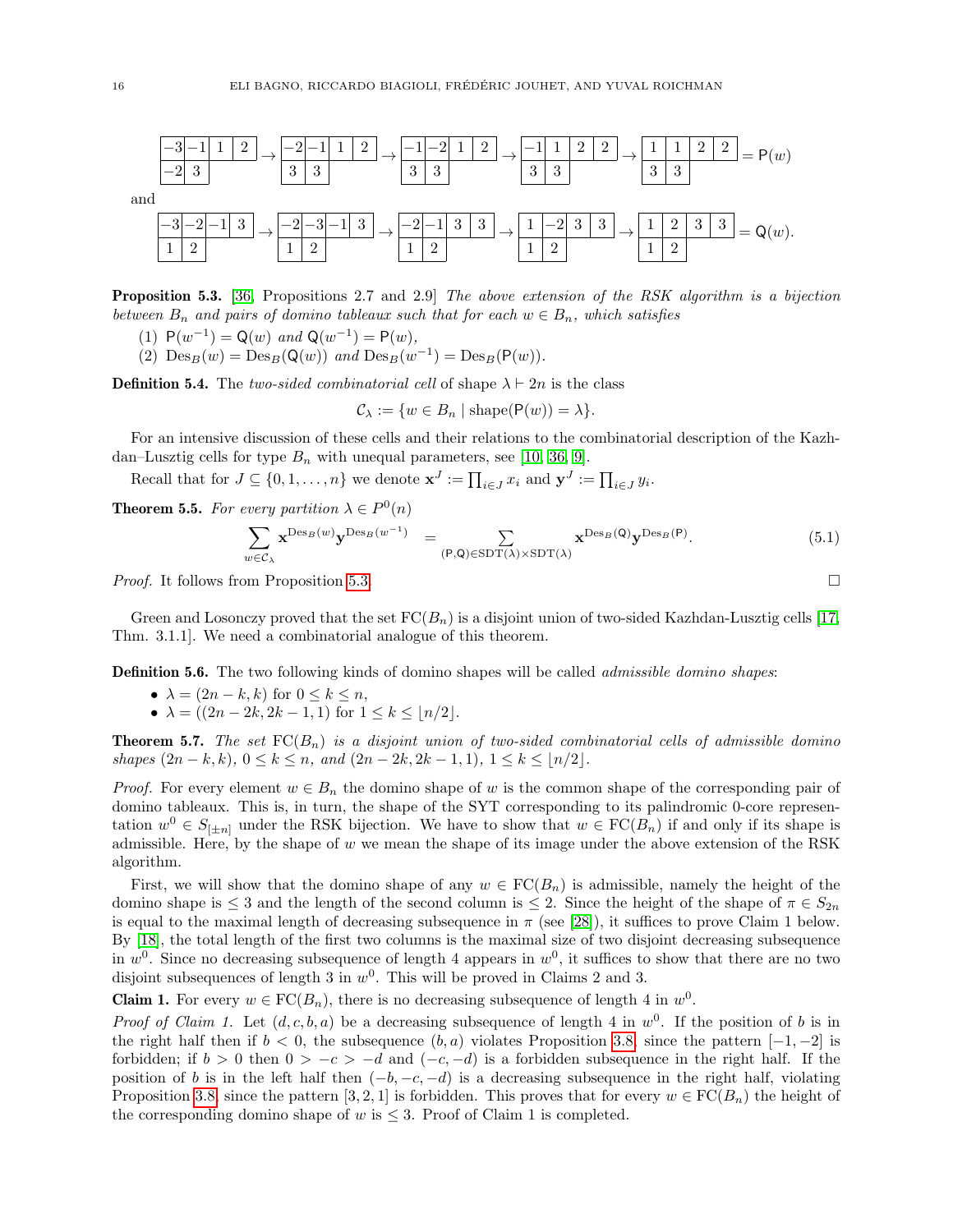$$\begin{array}{|c|c|c|c|}\hline -3 & -1 & 1 & 2 \\ \hline -2 & 3 \\ \cline{1-2}\end{array} \to \begin{array}{|c|c|c|c|}\hline -2 & -1 & 1 & 2 \\ \hline 3 & 3 \\ \cline{1-2}\end{array} \to \begin{array}{|c|c|c|c|}\hline -1 & -2 & 1 & 2 \\ \hline 3 & 3 \\ \cline{1-2}\end{array} \to \begin{array}{|c|c|c|c|}\hline -1 & 1 & 2 & 2 \\ \hline 3 & 3 \\ \cline{1-2}\end{array} \to \begin{array}{|c|c|c|c|}\hline 1 & 1 & 2 & 2 \\ \hline 3 & 3 \\ \cline{1-2}\end{array} = \mathsf{P}(w)$$

and

$$\begin{array}{|c|c|c|c|}\hline -3 & -2 & -1 & 3 \\ \hline 1 & 2 \\ \cline{1-2}\end{array} \to \begin{array}{|c|c|c|c|}\hline -2 & -3 & -1 & 3 \\ \hline 1 & 2 \\ \cline{1-2}\end{array} \to \begin{array}{|c|c|c|c|}\hline -2 & -1 & 3 & 3 \\ \hline 1 & 2 \\ \cline{1-2}\end{array} \to \begin{array}{|c|c|c|c|}\hline 1 & -2 & 3 & 3 \\ \hline 1 & 2 \\ \cline{1-2}\end{array} \to \begin{array}{|c|c|c|c|}\hline 1 & 2 & 3 & 3 \\ \hline 1 & 2 \\ \cline{1-2}\end{array} = \mathsf{Q}(w).$$

**Proposition 5.3.** [36, Propositions 2.7 and 2.9] *The above extension of the RSK algorithm is a bijection between $B_n$ and pairs of domino tableaux such that for each $w \in B_n$, which satisfies*

1. $\mathsf{P}(w^{-1}) = \mathsf{Q}(w)$ *and* $\mathsf{Q}(w^{-1}) = \mathsf{P}(w)$,
2. $\mathrm{Des}_B(w) = \mathrm{Des}_B(\mathsf{Q}(w))$ *and* $\mathrm{Des}_B(w^{-1}) = \mathrm{Des}_B(\mathsf{P}(w))$.

**Definition 5.4.** The *two-sided combinatorial cell* of shape $\lambda \vdash 2n$ is the class

$$\mathcal{C}_\lambda := \{w \in B_n \mid \mathrm{shape}(\mathsf{P}(w)) = \lambda\}.$$

For an intensive discussion of these cells and their relations to the combinatorial description of the Kazhdan–Lusztig cells for type $B_n$ with unequal parameters, see [10, 36, 9].

Recall that for $J \subseteq \{0, 1, \dots, n\}$ we denote $\mathbf{x}^J := \prod_{i\in J} x_i$ and $\mathbf{y}^J := \prod_{i\in J} y_i$.

**Theorem 5.5.** *For every partition $\lambda \in P^0(n)$*

$$\sum_{w\in\mathcal{C}_\lambda} \mathbf{x}^{\mathrm{Des}_B(w)}\mathbf{y}^{\mathrm{Des}_B(w^{-1})} = \sum_{(\mathsf{P},\mathsf{Q})\in \mathrm{SDT}(\lambda)\times\mathrm{SDT}(\lambda)} \mathbf{x}^{\mathrm{Des}_B(\mathsf{Q})}\mathbf{y}^{\mathrm{Des}_B(\mathsf{P})}. \tag{5.1}$$

*Proof.* It follows from Proposition 5.3. □

Green and Losonczy proved that the set $\mathrm{FC}(B_n)$ is a disjoint union of two-sided Kazhdan-Lusztig cells [17, Thm. 3.1.1]. We need a combinatorial analogue of this theorem.

**Definition 5.6.** The two following kinds of domino shapes will be called *admissible domino shapes*:

- $\lambda = (2n-k, k)$ for $0 \le k \le n$,
- $\lambda = ((2n-2k, 2k-1, 1)$ for $1 \le k \le \lfloor n/2 \rfloor$.

**Theorem 5.7.** *The set $\mathrm{FC}(B_n)$ is a disjoint union of two-sided combinatorial cells of admissible domino shapes $(2n-k, k)$, $0 \le k \le n$, and $(2n-2k, 2k-1, 1)$, $1 \le k \le \lfloor n/2 \rfloor$.*

*Proof.* For every element $w \in B_n$ the domino shape of $w$ is the common shape of the corresponding pair of domino tableaux. This is, in turn, the shape of the SYT corresponding to its palindromic 0-core representation $w^0 \in S_{[\pm n]}$ under the RSK bijection. We have to show that $w \in \mathrm{FC}(B_n)$ if and only if its shape is admissible. Here, by the shape of $w$ we mean the shape of its image under the above extension of the RSK algorithm.

First, we will show that the domino shape of any $w \in \mathrm{FC}(B_n)$ is admissible, namely the height of the domino shape is $\le 3$ and the length of the second column is $\le 2$. Since the height of the shape of $\pi \in S_{2n}$ is equal to the maximal length of decreasing subsequence in $\pi$ (see [28]), it suffices to prove Claim 1 below. By [18], the total length of the first two columns is the maximal size of two disjoint decreasing subsequence in $w^0$. Since no decreasing subsequence of length 4 appears in $w^0$, it suffices to show that there are no two disjoint subsequences of length 3 in $w^0$. This will be proved in Claims 2 and 3.

**Claim 1.** For every $w \in \mathrm{FC}(B_n)$, there is no decreasing subsequence of length 4 in $w^0$.

*Proof of Claim 1.* Let $(d, c, b, a)$ be a decreasing subsequence of length 4 in $w^0$. If the position of $b$ is in the right half then if $b < 0$, the subsequence $(b, a)$ violates Proposition 3.8, since the pattern $[-1, -2]$ is forbidden; if $b > 0$ then $0 > -c > -d$ and $(-c, -d)$ is a forbidden subsequence in the right half. If the position of $b$ is in the left half then $(-b, -c, -d)$ is a decreasing subsequence in the right half, violating Proposition 3.8, since the pattern $[3, 2, 1]$ is forbidden. This proves that for every $w \in \mathrm{FC}(B_n)$ the height of the corresponding domino shape of $w$ is $\le 3$. Proof of Claim 1 is completed.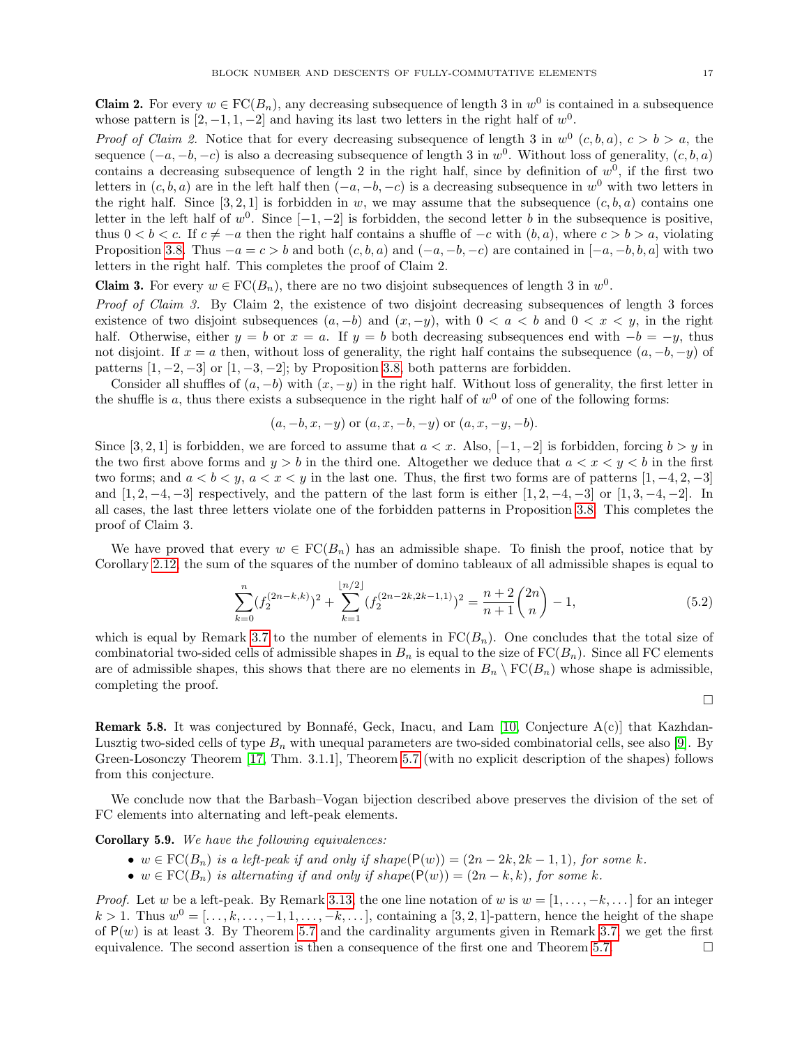**Claim 2.** For every $w \in \mathrm{FC}(B_n)$, any decreasing subsequence of length 3 in $w^0$ is contained in a subsequence whose pattern is $[2, -1, 1, -2]$ and having its last two letters in the right half of $w^0$.

*Proof of Claim 2.* Notice that for every decreasing subsequence of length 3 in $w^0$ $(c, b, a)$, $c > b > a$, the sequence $(-a, -b, -c)$ is also a decreasing subsequence of length 3 in $w^0$. Without loss of generality, $(c, b, a)$ contains a decreasing subsequence of length 2 in the right half, since by definition of $w^0$, if the first two letters in $(c, b, a)$ are in the left half then $(-a, -b, -c)$ is a decreasing subsequence in $w^0$ with two letters in the right half. Since $[3, 2, 1]$ is forbidden in $w$, we may assume that the subsequence $(c, b, a)$ contains one letter in the left half of $w^0$. Since $[-1, -2]$ is forbidden, the second letter $b$ in the subsequence is positive, thus $0 < b < c$. If $c \neq -a$ then the right half contains a shuffle of $-c$ with $(b, a)$, where $c > b > a$, violating Proposition 3.8. Thus $-a = c > b$ and both $(c, b, a)$ and $(-a, -b, -c)$ are contained in $[-a, -b, b, a]$ with two letters in the right half. This completes the proof of Claim 2.

**Claim 3.** For every $w \in \mathrm{FC}(B_n)$, there are no two disjoint subsequences of length 3 in $w^0$.

*Proof of Claim 3.* By Claim 2, the existence of two disjoint decreasing subsequences of length 3 forces existence of two disjoint subsequences $(a, -b)$ and $(x, -y)$, with $0 < a < b$ and $0 < x < y$, in the right half. Otherwise, either $y = b$ or $x = a$. If $y = b$ both decreasing subsequences end with $-b = -y$, thus not disjoint. If $x = a$ then, without loss of generality, the right half contains the subsequence $(a, -b, -y)$ of patterns $[1, -2, -3]$ or $[1, -3, -2]$; by Proposition 3.8, both patterns are forbidden.

Consider all shuffles of $(a, -b)$ with $(x, -y)$ in the right half. Without loss of generality, the first letter in the shuffle is $a$, thus there exists a subsequence in the right half of $w^0$ of one of the following forms:

$$(a, -b, x, -y) \text{ or } (a, x, -b, -y) \text{ or } (a, x, -y, -b).$$

Since $[3, 2, 1]$ is forbidden, we are forced to assume that $a < x$. Also, $[-1, -2]$ is forbidden, forcing $b > y$ in the two first above forms and $y > b$ in the third one. Altogether we deduce that $a < x < y < b$ in the first two forms; and $a < b < y$, $a < x < y$ in the last one. Thus, the first two forms are of patterns $[1, -4, 2, -3]$ and $[1, 2, -4, -3]$ respectively, and the pattern of the last form is either $[1, 2, -4, -3]$ or $[1, 3, -4, -2]$. In all cases, the last three letters violate one of the forbidden patterns in Proposition 3.8. This completes the proof of Claim 3.

We have proved that every $w \in \mathrm{FC}(B_n)$ has an admissible shape. To finish the proof, notice that by Corollary 2.12, the sum of the squares of the number of domino tableaux of all admissible shapes is equal to

$$\sum_{k=0}^{n} (f_2^{(2n-k,k)})^2 + \sum_{k=1}^{\lfloor n/2 \rfloor} (f_2^{(2n-2k,2k-1,1)})^2 = \frac{n+2}{n+1}\binom{2n}{n} - 1, \tag{5.2}$$

which is equal by Remark 3.7 to the number of elements in $\mathrm{FC}(B_n)$. One concludes that the total size of combinatorial two-sided cells of admissible shapes in $B_n$ is equal to the size of $\mathrm{FC}(B_n)$. Since all FC elements are of admissible shapes, this shows that there are no elements in $B_n \setminus \mathrm{FC}(B_n)$ whose shape is admissible, completing the proof. $\square$

**Remark 5.8.** It was conjectured by Bonnafé, Geck, Inacu, and Lam [10, Conjecture A(c)] that Kazhdan-Lusztig two-sided cells of type $B_n$ with unequal parameters are two-sided combinatorial cells, see also [9]. By Green-Losonczy Theorem [17, Thm. 3.1.1], Theorem 5.7 (with no explicit description of the shapes) follows from this conjecture.

We conclude now that the Barbash–Vogan bijection described above preserves the division of the set of FC elements into alternating and left-peak elements.

**Corollary 5.9.** *We have the following equivalences:*

- *$w \in \mathrm{FC}(B_n)$ is a left-peak if and only if shape$(\mathsf{P}(w)) = (2n - 2k, 2k - 1, 1)$, for some $k$.*
- *$w \in \mathrm{FC}(B_n)$ is alternating if and only if shape$(\mathsf{P}(w)) = (2n - k, k)$, for some $k$.*

*Proof.* Let $w$ be a left-peak. By Remark 3.13, the one line notation of $w$ is $w = [1, \ldots, -k, \ldots]$ for an integer $k > 1$. Thus $w^0 = [\ldots, k, \ldots, -1, 1, \ldots, -k, \ldots]$, containing a $[3, 2, 1]$-pattern, hence the height of the shape of $\mathsf{P}(w)$ is at least 3. By Theorem 5.7 and the cardinality arguments given in Remark 3.7, we get the first equivalence. The second assertion is then a consequence of the first one and Theorem 5.7. $\square$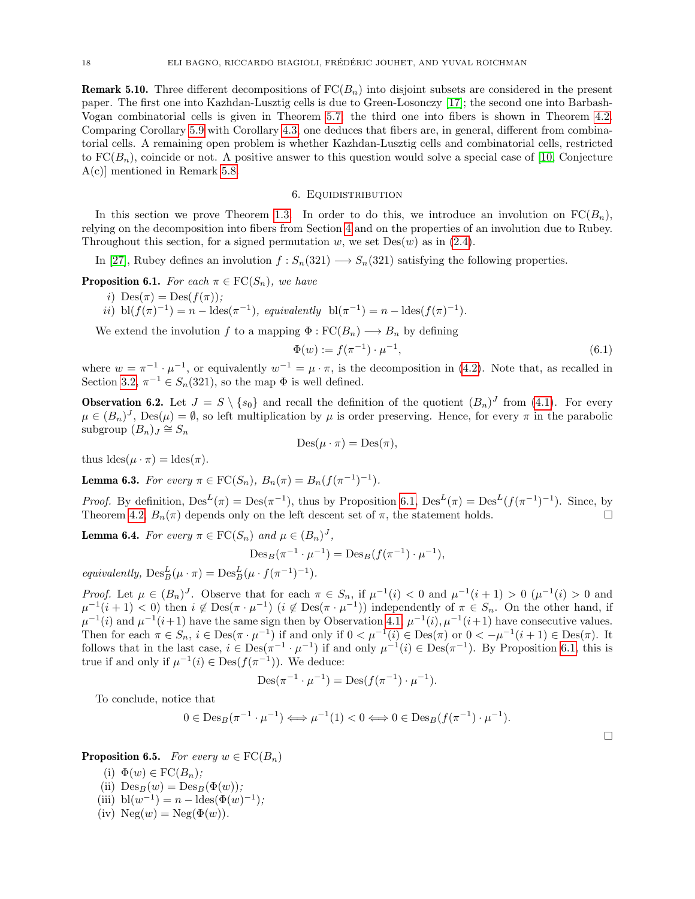**Remark 5.10.** Three different decompositions of $\mathrm{FC}(B_n)$ into disjoint subsets are considered in the present paper. The first one into Kazhdan-Lusztig cells is due to Green-Losonczy [17]; the second one into Barbash-Vogan combinatorial cells is given in Theorem 5.7; the third one into fibers is shown in Theorem 4.2. Comparing Corollary 5.9 with Corollary 4.3, one deduces that fibers are, in general, different from combinatorial cells. A remaining open problem is whether Kazhdan-Lusztig cells and combinatorial cells, restricted to $\mathrm{FC}(B_n)$, coincide or not. A positive answer to this question would solve a special case of [10, Conjecture A(c)] mentioned in Remark 5.8.

## 6. Equidistribution

In this section we prove Theorem 1.3. In order to do this, we introduce an involution on $\mathrm{FC}(B_n)$, relying on the decomposition into fibers from Section 4 and on the properties of an involution due to Rubey. Throughout this section, for a signed permutation $w$, we set $\mathrm{Des}(w)$ as in (2.4).

In [27], Rubey defines an involution $f : S_n(321) \longrightarrow S_n(321)$ satisfying the following properties.

**Proposition 6.1.** *For each $\pi \in \mathrm{FC}(S_n)$, we have*

*i)* $\mathrm{Des}(\pi) = \mathrm{Des}(f(\pi))$*;*

*ii)* $\mathrm{bl}(f(\pi)^{-1}) = n - \mathrm{ldes}(\pi^{-1})$*, equivalently* $\mathrm{bl}(\pi^{-1}) = n - \mathrm{ldes}(f(\pi)^{-1})$.

We extend the involution $f$ to a mapping $\Phi : \mathrm{FC}(B_n) \longrightarrow B_n$ by defining

$$\Phi(w) := f(\pi^{-1}) \cdot \mu^{-1}, \tag{6.1}$$

where $w = \pi^{-1} \cdot \mu^{-1}$, or equivalently $w^{-1} = \mu \cdot \pi$, is the decomposition in (4.2). Note that, as recalled in Section 3.2, $\pi^{-1} \in S_n(321)$, so the map $\Phi$ is well defined.

**Observation 6.2.** Let $J = S \setminus \{s_0\}$ and recall the definition of the quotient $(B_n)^J$ from (4.1). For every $\mu \in (B_n)^J$, $\mathrm{Des}(\mu) = \emptyset$, so left multiplication by $\mu$ is order preserving. Hence, for every $\pi$ in the parabolic subgroup $(B_n)_J \cong S_n$

$$\mathrm{Des}(\mu \cdot \pi) = \mathrm{Des}(\pi),$$

thus $\mathrm{ldes}(\mu \cdot \pi) = \mathrm{ldes}(\pi)$.

**Lemma 6.3.** *For every $\pi \in \mathrm{FC}(S_n)$, $B_n(\pi) = B_n(f(\pi^{-1})^{-1})$.*

*Proof.* By definition, $\mathrm{Des}^L(\pi) = \mathrm{Des}(\pi^{-1})$, thus by Proposition 6.1, $\mathrm{Des}^L(\pi) = \mathrm{Des}^L(f(\pi^{-1})^{-1})$. Since, by Theorem 4.2, $B_n(\pi)$ depends only on the left descent set of $\pi$, the statement holds. □

**Lemma 6.4.** *For every $\pi \in \mathrm{FC}(S_n)$ and $\mu \in (B_n)^J$,*

$$\mathrm{Des}_B(\pi^{-1} \cdot \mu^{-1}) = \mathrm{Des}_B(f(\pi^{-1}) \cdot \mu^{-1}),$$

*equivalently,* $\mathrm{Des}^L_B(\mu \cdot \pi) = \mathrm{Des}^L_B(\mu \cdot f(\pi^{-1})^{-1})$.

*Proof.* Let $\mu \in (B_n)^J$. Observe that for each $\pi \in S_n$, if $\mu^{-1}(i) < 0$ and $\mu^{-1}(i+1) > 0$ ($\mu^{-1}(i) > 0$ and $\mu^{-1}(i+1) < 0$) then $i \notin \mathrm{Des}(\pi \cdot \mu^{-1})$ ($i \notin \mathrm{Des}(\pi \cdot \mu^{-1})$) independently of $\pi \in S_n$. On the other hand, if $\mu^{-1}(i)$ and $\mu^{-1}(i+1)$ have the same sign then by Observation 4.1, $\mu^{-1}(i), \mu^{-1}(i+1)$ have consecutive values. Then for each $\pi \in S_n$, $i \in \mathrm{Des}(\pi \cdot \mu^{-1})$ if and only if $0 < \mu^{-1}(i) \in \mathrm{Des}(\pi)$ or $0 < -\mu^{-1}(i+1) \in \mathrm{Des}(\pi)$. It follows that in the last case, $i \in \mathrm{Des}(\pi^{-1} \cdot \mu^{-1})$ if and only $\mu^{-1}(i) \in \mathrm{Des}(\pi^{-1})$. By Proposition 6.1, this is true if and only if $\mu^{-1}(i) \in \mathrm{Des}(f(\pi^{-1}))$. We deduce:

$$\mathrm{Des}(\pi^{-1} \cdot \mu^{-1}) = \mathrm{Des}(f(\pi^{-1}) \cdot \mu^{-1}).$$

To conclude, notice that

$$0 \in \mathrm{Des}_B(\pi^{-1} \cdot \mu^{-1}) \Longleftrightarrow \mu^{-1}(1) < 0 \Longleftrightarrow 0 \in \mathrm{Des}_B(f(\pi^{-1}) \cdot \mu^{-1}).$$

□

**Proposition 6.5.** *For every $w \in \mathrm{FC}(B_n)$*

(i) $\Phi(w) \in \mathrm{FC}(B_n)$*;*

(ii) $\mathrm{Des}_B(w) = \mathrm{Des}_B(\Phi(w))$*;*

(iii) $\mathrm{bl}(w^{-1}) = n - \mathrm{ldes}(\Phi(w)^{-1})$*;*

(iv) $\mathrm{Neg}(w) = \mathrm{Neg}(\Phi(w))$.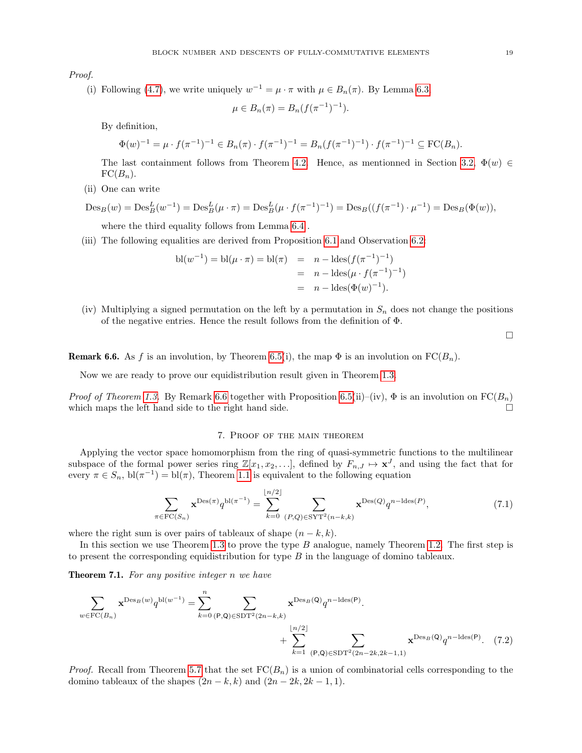*Proof.*

(i) Following (4.7), we write uniquely $w^{-1} = \mu \cdot \pi$ with $\mu \in B_n(\pi)$. By Lemma 6.3

$$\mu \in B_n(\pi) = B_n(f(\pi^{-1})^{-1}).$$

By definition,

$$\Phi(w)^{-1} = \mu \cdot f(\pi^{-1})^{-1} \in B_n(\pi) \cdot f(\pi^{-1})^{-1} = B_n(f(\pi^{-1})^{-1}) \cdot f(\pi^{-1})^{-1} \subseteq \mathrm{FC}(B_n).$$

The last containment follows from Theorem 4.2. Hence, as mentionned in Section 3.2, $\Phi(w) \in \mathrm{FC}(B_n)$.

(ii) One can write

$$\mathrm{Des}_B(w) = \mathrm{Des}_B^L(w^{-1}) = \mathrm{Des}_B^L(\mu \cdot \pi) = \mathrm{Des}_B^L(\mu \cdot f(\pi^{-1})^{-1}) = \mathrm{Des}_B((f(\pi^{-1}) \cdot \mu^{-1}) = \mathrm{Des}_B(\Phi(w)),$$

where the third equality follows from Lemma 6.4 .

(iii) The following equalities are derived from Proposition 6.1 and Observation 6.2:

$$\begin{aligned}\mathrm{bl}(w^{-1}) = \mathrm{bl}(\mu \cdot \pi) = \mathrm{bl}(\pi) &= n - \mathrm{ldes}(f(\pi^{-1})^{-1}) \\ &= n - \mathrm{ldes}(\mu \cdot f(\pi^{-1})^{-1}) \\ &= n - \mathrm{ldes}(\Phi(w)^{-1}).\end{aligned}$$

(iv) Multiplying a signed permutation on the left by a permutation in $S_n$ does not change the positions of the negative entries. Hence the result follows from the definition of $\Phi$.

□

**Remark 6.6.** As $f$ is an involution, by Theorem 6.5(i), the map $\Phi$ is an involution on $\mathrm{FC}(B_n)$.

Now we are ready to prove our equidistribution result given in Theorem 1.3.

*Proof of Theorem 1.3.* By Remark 6.6 together with Proposition 6.5(ii)–(iv), $\Phi$ is an involution on $\mathrm{FC}(B_n)$ which maps the left hand side to the right hand side. □

## 7. Proof of the main theorem

Applying the vector space homomorphism from the ring of quasi-symmetric functions to the multilinear subspace of the formal power series ring $\mathbb{Z}[x_1, x_2, \ldots]$, defined by $F_{n,J} \mapsto \mathbf{x}^J$, and using the fact that for every $\pi \in S_n$, $\mathrm{bl}(\pi^{-1}) = \mathrm{bl}(\pi)$, Theorem 1.1 is equivalent to the following equation

$$\sum_{\pi \in \mathrm{FC}(S_n)} \mathbf{x}^{\mathrm{Des}(\pi)} q^{\mathrm{bl}(\pi^{-1})} = \sum_{k=0}^{\lfloor n/2 \rfloor} \sum_{(P,Q) \in \mathrm{SYT}^2(n-k,k)} \mathbf{x}^{\mathrm{Des}(Q)} q^{n - \mathrm{ldes}(P)}, \tag{7.1}$$

where the right sum is over pairs of tableaux of shape $(n-k,k)$.

In this section we use Theorem 1.3 to prove the type $B$ analogue, namely Theorem 1.2. The first step is to present the corresponding equidistribution for type $B$ in the language of domino tableaux.

**Theorem 7.1.** *For any positive integer $n$ we have*

$$\sum_{w \in \mathrm{FC}(B_n)} \mathbf{x}^{\mathrm{Des}_B(w)} q^{\mathrm{bl}(w^{-1})} = \sum_{k=0}^{n} \sum_{(\mathsf{P},\mathsf{Q}) \in \mathrm{SDT}^2(2n-k,k)} \mathbf{x}^{\mathrm{Des}_B(\mathsf{Q})} q^{n - \mathrm{ldes}(\mathsf{P})}.$$
$$+ \sum_{k=1}^{\lfloor n/2 \rfloor} \sum_{(\mathsf{P},\mathsf{Q}) \in \mathrm{SDT}^2(2n-2k,2k-1,1)} \mathbf{x}^{\mathrm{Des}_B(\mathsf{Q})} q^{n - \mathrm{ldes}(\mathsf{P})}. \tag{7.2}$$

*Proof.* Recall from Theorem 5.7 that the set $\mathrm{FC}(B_n)$ is a union of combinatorial cells corresponding to the domino tableaux of the shapes $(2n-k,k)$ and $(2n-2k,2k-1,1)$.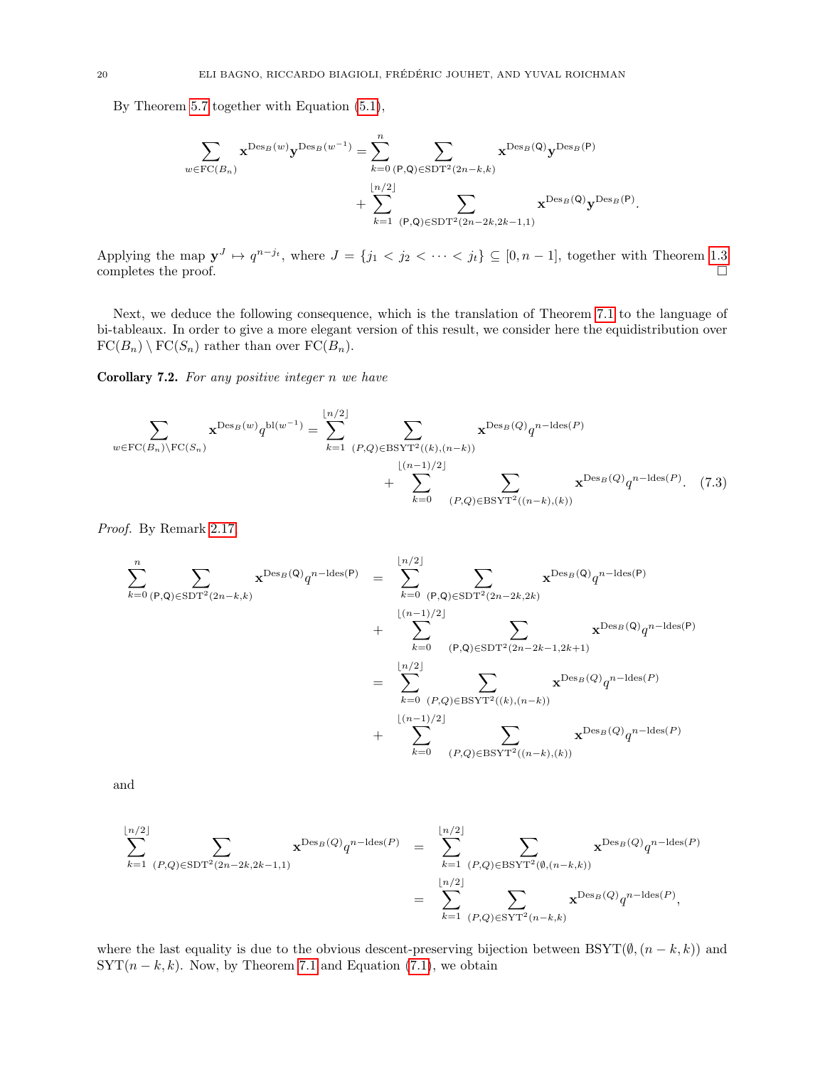By Theorem 5.7 together with Equation (5.1),

$$\sum_{w\in \mathrm{FC}(B_n)} \mathbf{x}^{\mathrm{Des}_B(w)}\mathbf{y}^{\mathrm{Des}_B(w^{-1})} = \sum_{k=0}^{n} \sum_{(\mathsf{P},\mathsf{Q})\in \mathrm{SDT}^2(2n-k,k)} \mathbf{x}^{\mathrm{Des}_B(\mathsf{Q})}\mathbf{y}^{\mathrm{Des}_B(\mathsf{P})} + \sum_{k=1}^{\lfloor n/2\rfloor} \sum_{(\mathsf{P},\mathsf{Q})\in \mathrm{SDT}^2(2n-2k,2k-1,1)} \mathbf{x}^{\mathrm{Des}_B(\mathsf{Q})}\mathbf{y}^{\mathrm{Des}_B(\mathsf{P})}.$$

Applying the map $\mathbf{y}^J \mapsto q^{n-j_t}$, where $J=\{j_1<j_2<\cdots<j_t\}\subseteq [0,n-1]$, together with Theorem 1.3 completes the proof. $\square$

Next, we deduce the following consequence, which is the translation of Theorem 7.1 to the language of bi-tableaux. In order to give a more elegant version of this result, we consider here the equidistribution over $\mathrm{FC}(B_n)\setminus \mathrm{FC}(S_n)$ rather than over $\mathrm{FC}(B_n)$.

**Corollary 7.2.** *For any positive integer $n$ we have*

$$\sum_{w\in \mathrm{FC}(B_n)\setminus \mathrm{FC}(S_n)} \mathbf{x}^{\mathrm{Des}_B(w)} q^{\mathrm{bl}(w^{-1})} = \sum_{k=1}^{\lfloor n/2\rfloor} \sum_{(P,Q)\in \mathrm{BSYT}^2((k),(n-k))} \mathbf{x}^{\mathrm{Des}_B(Q)} q^{n-\mathrm{ldes}(P)} + \sum_{k=0}^{\lfloor (n-1)/2\rfloor} \sum_{(P,Q)\in \mathrm{BSYT}^2((n-k),(k))} \mathbf{x}^{\mathrm{Des}_B(Q)} q^{n-\mathrm{ldes}(P)}. \quad (7.3)$$

*Proof.* By Remark 2.17

$$\begin{aligned}
\sum_{k=0}^{n} \sum_{(\mathsf{P},\mathsf{Q})\in \mathrm{SDT}^2(2n-k,k)} \mathbf{x}^{\mathrm{Des}_B(\mathsf{Q})} q^{n-\mathrm{ldes}(\mathsf{P})} &= \sum_{k=0}^{\lfloor n/2\rfloor} \sum_{(\mathsf{P},\mathsf{Q})\in \mathrm{SDT}^2(2n-2k,2k)} \mathbf{x}^{\mathrm{Des}_B(\mathsf{Q})} q^{n-\mathrm{ldes}(\mathsf{P})} \\
&\quad + \sum_{k=0}^{\lfloor (n-1)/2\rfloor} \sum_{(\mathsf{P},\mathsf{Q})\in \mathrm{SDT}^2(2n-2k-1,2k+1)} \mathbf{x}^{\mathrm{Des}_B(\mathsf{Q})} q^{n-\mathrm{ldes}(\mathsf{P})} \\
&= \sum_{k=0}^{\lfloor n/2\rfloor} \sum_{(P,Q)\in \mathrm{BSYT}^2((k),(n-k))} \mathbf{x}^{\mathrm{Des}_B(Q)} q^{n-\mathrm{ldes}(P)} \\
&\quad + \sum_{k=0}^{\lfloor (n-1)/2\rfloor} \sum_{(P,Q)\in \mathrm{BSYT}^2((n-k),(k))} \mathbf{x}^{\mathrm{Des}_B(Q)} q^{n-\mathrm{ldes}(P)}
\end{aligned}$$

and

$$\begin{aligned}
\sum_{k=1}^{\lfloor n/2\rfloor} \sum_{(P,Q)\in \mathrm{SDT}^2(2n-2k,2k-1,1)} \mathbf{x}^{\mathrm{Des}_B(Q)} q^{n-\mathrm{ldes}(P)} &= \sum_{k=1}^{\lfloor n/2\rfloor} \sum_{(P,Q)\in \mathrm{BSYT}^2(\emptyset,(n-k,k))} \mathbf{x}^{\mathrm{Des}_B(Q)} q^{n-\mathrm{ldes}(P)} \\
&= \sum_{k=1}^{\lfloor n/2\rfloor} \sum_{(P,Q)\in \mathrm{SYT}^2(n-k,k)} \mathbf{x}^{\mathrm{Des}_B(Q)} q^{n-\mathrm{ldes}(P)},
\end{aligned}$$

where the last equality is due to the obvious descent-preserving bijection between $\mathrm{BSYT}(\emptyset,(n-k,k))$ and $\mathrm{SYT}(n-k,k)$. Now, by Theorem 7.1 and Equation (7.1), we obtain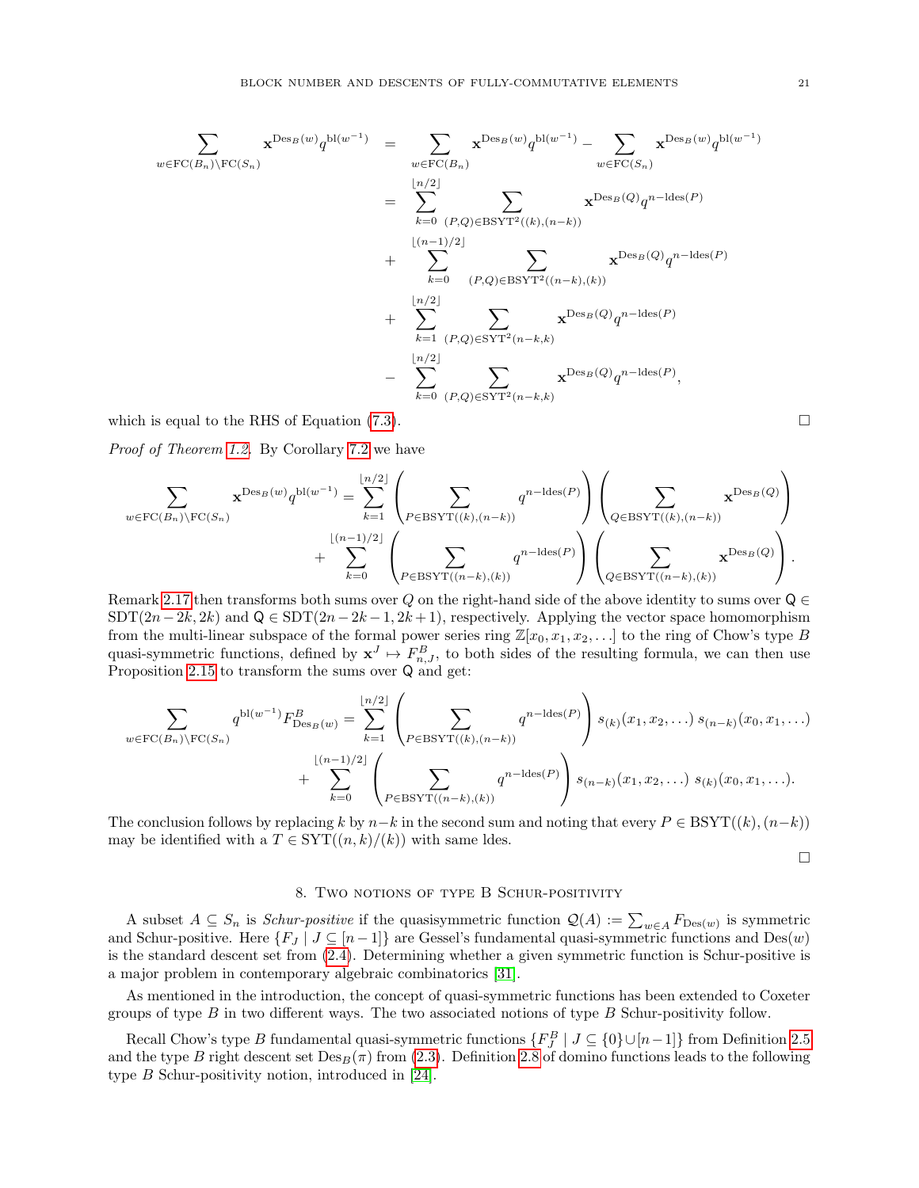$$
\begin{aligned}
\sum_{w \in \mathrm{FC}(B_n) \setminus \mathrm{FC}(S_n)} \mathbf{x}^{\mathrm{Des}_B(w)} q^{\mathrm{bl}(w^{-1})} &= \sum_{w \in \mathrm{FC}(B_n)} \mathbf{x}^{\mathrm{Des}_B(w)} q^{\mathrm{bl}(w^{-1})} - \sum_{w \in \mathrm{FC}(S_n)} \mathbf{x}^{\mathrm{Des}_B(w)} q^{\mathrm{bl}(w^{-1})} \\
&= \sum_{k=0}^{\lfloor n/2 \rfloor} \sum_{(P,Q) \in \mathrm{BSYT}^2((k),(n-k))} \mathbf{x}^{\mathrm{Des}_B(Q)} q^{n-\mathrm{ldes}(P)} \\
&+ \sum_{k=0}^{\lfloor (n-1)/2 \rfloor} \sum_{(P,Q) \in \mathrm{BSYT}^2((n-k),(k))} \mathbf{x}^{\mathrm{Des}_B(Q)} q^{n-\mathrm{ldes}(P)} \\
&+ \sum_{k=1}^{\lfloor n/2 \rfloor} \sum_{(P,Q) \in \mathrm{SYT}^2(n-k,k)} \mathbf{x}^{\mathrm{Des}_B(Q)} q^{n-\mathrm{ldes}(P)} \\
&- \sum_{k=0}^{\lfloor n/2 \rfloor} \sum_{(P,Q) \in \mathrm{SYT}^2(n-k,k)} \mathbf{x}^{\mathrm{Des}_B(Q)} q^{n-\mathrm{ldes}(P)},
\end{aligned}
$$

which is equal to the RHS of Equation (7.3). □

*Proof of Theorem 1.2.* By Corollary 7.2 we have

$$
\begin{aligned}
\sum_{w \in \mathrm{FC}(B_n) \setminus \mathrm{FC}(S_n)} \mathbf{x}^{\mathrm{Des}_B(w)} q^{\mathrm{bl}(w^{-1})} = \sum_{k=1}^{\lfloor n/2 \rfloor} &\left( \sum_{P \in \mathrm{BSYT}((k),(n-k))} q^{n-\mathrm{ldes}(P)} \right) \left( \sum_{Q \in \mathrm{BSYT}((k),(n-k))} \mathbf{x}^{\mathrm{Des}_B(Q)} \right) \\
+ \sum_{k=0}^{\lfloor (n-1)/2 \rfloor} &\left( \sum_{P \in \mathrm{BSYT}((n-k),(k))} q^{n-\mathrm{ldes}(P)} \right) \left( \sum_{Q \in \mathrm{BSYT}((n-k),(k))} \mathbf{x}^{\mathrm{Des}_B(Q)} \right).
\end{aligned}
$$

Remark 2.17 then transforms both sums over $Q$ on the right-hand side of the above identity to sums over $\mathsf{Q} \in \mathrm{SDT}(2n-2k, 2k)$ and $\mathsf{Q} \in \mathrm{SDT}(2n-2k-1, 2k+1)$, respectively. Applying the vector space homomorphism from the multi-linear subspace of the formal power series ring $\mathbb{Z}[x_0, x_1, x_2, \ldots]$ to the ring of Chow's type $B$ quasi-symmetric functions, defined by $\mathbf{x}^J \mapsto F^B_{n,J}$, to both sides of the resulting formula, we can then use Proposition 2.15 to transform the sums over $\mathsf{Q}$ and get:

$$
\begin{aligned}
\sum_{w \in \mathrm{FC}(B_n) \setminus \mathrm{FC}(S_n)} q^{\mathrm{bl}(w^{-1})} F^B_{\mathrm{Des}_B(w)} = \sum_{k=1}^{\lfloor n/2 \rfloor} &\left( \sum_{P \in \mathrm{BSYT}((k),(n-k))} q^{n-\mathrm{ldes}(P)} \right) s_{(k)}(x_1, x_2, \ldots)\, s_{(n-k)}(x_0, x_1, \ldots) \\
+ \sum_{k=0}^{\lfloor (n-1)/2 \rfloor} &\left( \sum_{P \in \mathrm{BSYT}((n-k),(k))} q^{n-\mathrm{ldes}(P)} \right) s_{(n-k)}(x_1, x_2, \ldots)\ s_{(k)}(x_0, x_1, \ldots).
\end{aligned}
$$

The conclusion follows by replacing $k$ by $n-k$ in the second sum and noting that every $P \in \mathrm{BSYT}((k),(n-k))$ may be identified with a $T \in \mathrm{SYT}((n,k)/(k))$ with same ldes. □

## 8. Two notions of type B Schur-positivity

A subset $A \subseteq S_n$ is *Schur-positive* if the quasisymmetric function $\mathcal{Q}(A) := \sum_{w \in A} F_{\mathrm{Des}(w)}$ is symmetric and Schur-positive. Here $\{F_J \mid J \subseteq [n-1]\}$ are Gessel's fundamental quasi-symmetric functions and $\mathrm{Des}(w)$ is the standard descent set from (2.4). Determining whether a given symmetric function is Schur-positive is a major problem in contemporary algebraic combinatorics [31].

As mentioned in the introduction, the concept of quasi-symmetric functions has been extended to Coxeter groups of type $B$ in two different ways. The two associated notions of type $B$ Schur-positivity follow.

Recall Chow's type $B$ fundamental quasi-symmetric functions $\{F^B_J \mid J \subseteq \{0\} \cup [n-1]\}$ from Definition 2.5 and the type $B$ right descent set $\mathrm{Des}_B(\pi)$ from (2.3). Definition 2.8 of domino functions leads to the following type $B$ Schur-positivity notion, introduced in [24].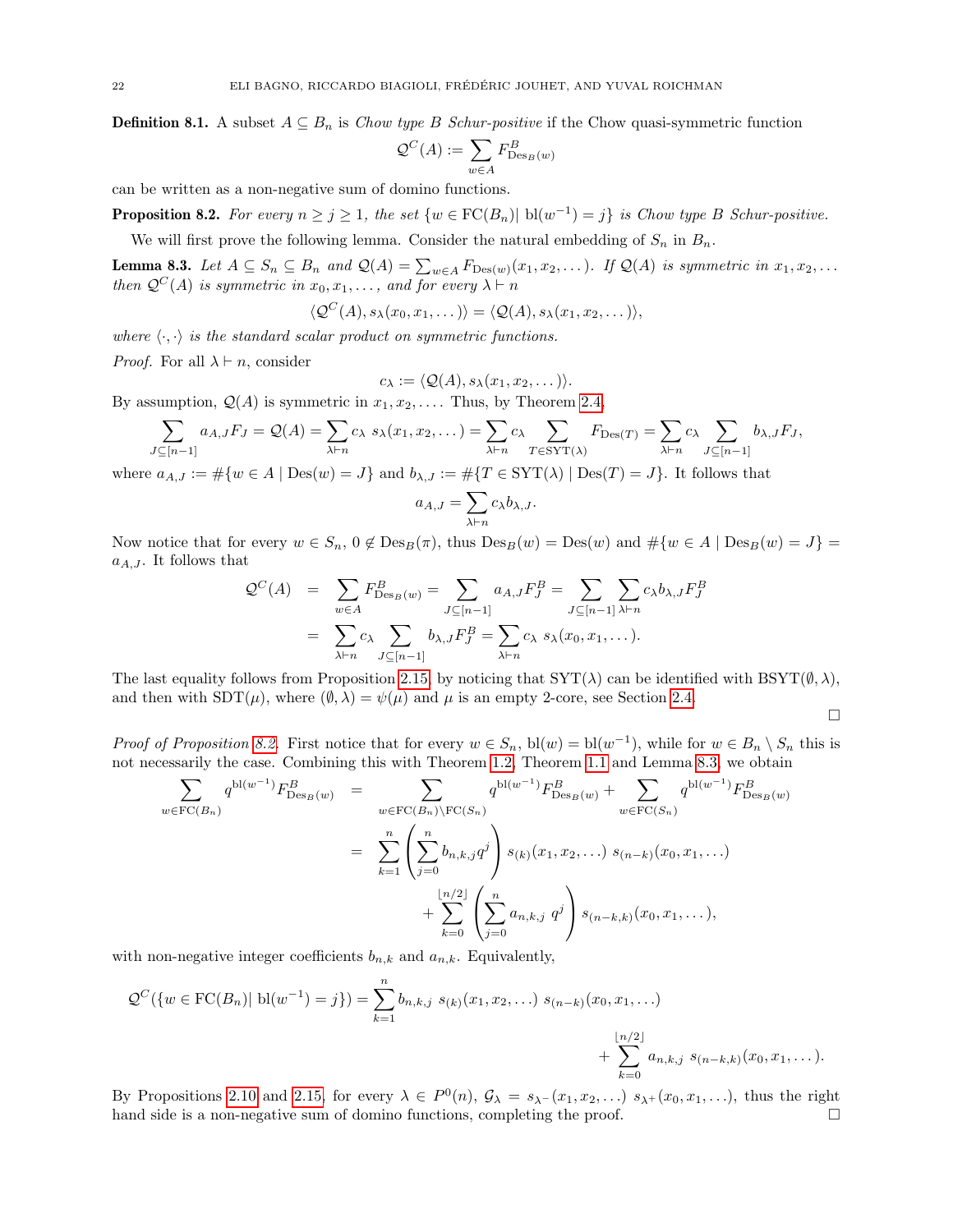**Definition 8.1.** A subset $A \subseteq B_n$ is *Chow type B Schur-positive* if the Chow quasi-symmetric function

$$\mathcal{Q}^C(A) := \sum_{w \in A} F^B_{\mathrm{Des}_B(w)}$$

can be written as a non-negative sum of domino functions.

**Proposition 8.2.** *For every $n \geq j \geq 1$, the set $\{w \in \mathrm{FC}(B_n) | \ \mathrm{bl}(w^{-1}) = j\}$ is Chow type B Schur-positive.*

We will first prove the following lemma. Consider the natural embedding of $S_n$ in $B_n$.

**Lemma 8.3.** *Let $A \subseteq S_n \subseteq B_n$ and $\mathcal{Q}(A) = \sum_{w \in A} F_{\mathrm{Des}(w)}(x_1, x_2, \dots)$. If $\mathcal{Q}(A)$ is symmetric in $x_1, x_2, \dots$ then $\mathcal{Q}^C(A)$ is symmetric in $x_0, x_1, \dots$, and for every $\lambda \vdash n$*

$$\langle \mathcal{Q}^C(A), s_\lambda(x_0, x_1, \dots)\rangle = \langle \mathcal{Q}(A), s_\lambda(x_1, x_2, \dots)\rangle,$$

*where $\langle \cdot, \cdot \rangle$ is the standard scalar product on symmetric functions.*

*Proof.* For all $\lambda \vdash n$, consider

$$c_\lambda := \langle \mathcal{Q}(A), s_\lambda(x_1, x_2, \dots)\rangle.$$

By assumption, $\mathcal{Q}(A)$ is symmetric in $x_1, x_2, \dots$. Thus, by Theorem 2.4,

$$\sum_{J \subseteq [n-1]} a_{A,J} F_J = \mathcal{Q}(A) = \sum_{\lambda \vdash n} c_\lambda \ s_\lambda(x_1, x_2, \dots) = \sum_{\lambda \vdash n} c_\lambda \sum_{T \in \mathrm{SYT}(\lambda)} F_{\mathrm{Des}(T)} = \sum_{\lambda \vdash n} c_\lambda \sum_{J \subseteq [n-1]} b_{\lambda,J} F_J,$$

where $a_{A,J} := \#\{w \in A \mid \mathrm{Des}(w) = J\}$ and $b_{\lambda,J} := \#\{T \in \mathrm{SYT}(\lambda) \mid \mathrm{Des}(T) = J\}$. It follows that

$$a_{A,J} = \sum_{\lambda \vdash n} c_\lambda b_{\lambda,J}.$$

Now notice that for every $w \in S_n$, $0 \notin \mathrm{Des}_B(\pi)$, thus $\mathrm{Des}_B(w) = \mathrm{Des}(w)$ and $\#\{w \in A \mid \mathrm{Des}_B(w) = J\} = a_{A,J}$. It follows that

$$\begin{aligned}
\mathcal{Q}^C(A) &= \sum_{w \in A} F^B_{\mathrm{Des}_B(w)} = \sum_{J \subseteq [n-1]} a_{A,J} F^B_J = \sum_{J \subseteq [n-1]} \sum_{\lambda \vdash n} c_\lambda b_{\lambda,J} F^B_J \\
&= \sum_{\lambda \vdash n} c_\lambda \sum_{J \subseteq [n-1]} b_{\lambda,J} F^B_J = \sum_{\lambda \vdash n} c_\lambda \ s_\lambda(x_0, x_1, \dots).
\end{aligned}$$

The last equality follows from Proposition 2.15, by noticing that $\mathrm{SYT}(\lambda)$ can be identified with $\mathrm{BSYT}(\emptyset, \lambda)$, and then with $\mathrm{SDT}(\mu)$, where $(\emptyset, \lambda) = \psi(\mu)$ and $\mu$ is an empty 2-core, see Section 2.4. $\square$

*Proof of Proposition 8.2.* First notice that for every $w \in S_n$, $\mathrm{bl}(w) = \mathrm{bl}(w^{-1})$, while for $w \in B_n \setminus S_n$ this is not necessarily the case. Combining this with Theorem 1.2, Theorem 1.1 and Lemma 8.3, we obtain

$$\begin{aligned}
\sum_{w \in \mathrm{FC}(B_n)} q^{\mathrm{bl}(w^{-1})} F^B_{\mathrm{Des}_B(w)} &= \sum_{w \in \mathrm{FC}(B_n) \setminus \mathrm{FC}(S_n)} q^{\mathrm{bl}(w^{-1})} F^B_{\mathrm{Des}_B(w)} + \sum_{w \in \mathrm{FC}(S_n)} q^{\mathrm{bl}(w^{-1})} F^B_{\mathrm{Des}_B(w)} \\
&= \sum_{k=1}^{n} \left( \sum_{j=0}^{n} b_{n,k,j} q^j \right) s_{(k)}(x_1, x_2, \dots) \ s_{(n-k)}(x_0, x_1, \dots) \\
&\quad + \sum_{k=0}^{\lfloor n/2 \rfloor} \left( \sum_{j=0}^{n} a_{n,k,j} \ q^j \right) s_{(n-k,k)}(x_0, x_1, \dots),
\end{aligned}$$

with non-negative integer coefficients $b_{n,k}$ and $a_{n,k}$. Equivalently,

$$\mathcal{Q}^C(\{w \in \mathrm{FC}(B_n) | \ \mathrm{bl}(w^{-1}) = j\}) = \sum_{k=1}^{n} b_{n,k,j} \ s_{(k)}(x_1, x_2, \dots) \ s_{(n-k)}(x_0, x_1, \dots) + \sum_{k=0}^{\lfloor n/2 \rfloor} a_{n,k,j} \ s_{(n-k,k)}(x_0, x_1, \dots).$$

By Propositions 2.10 and 2.15, for every $\lambda \in P^0(n)$, $\mathcal{G}_\lambda = s_{\lambda^-}(x_1, x_2, \dots) \ s_{\lambda^+}(x_0, x_1, \dots)$, thus the right hand side is a non-negative sum of domino functions, completing the proof. $\square$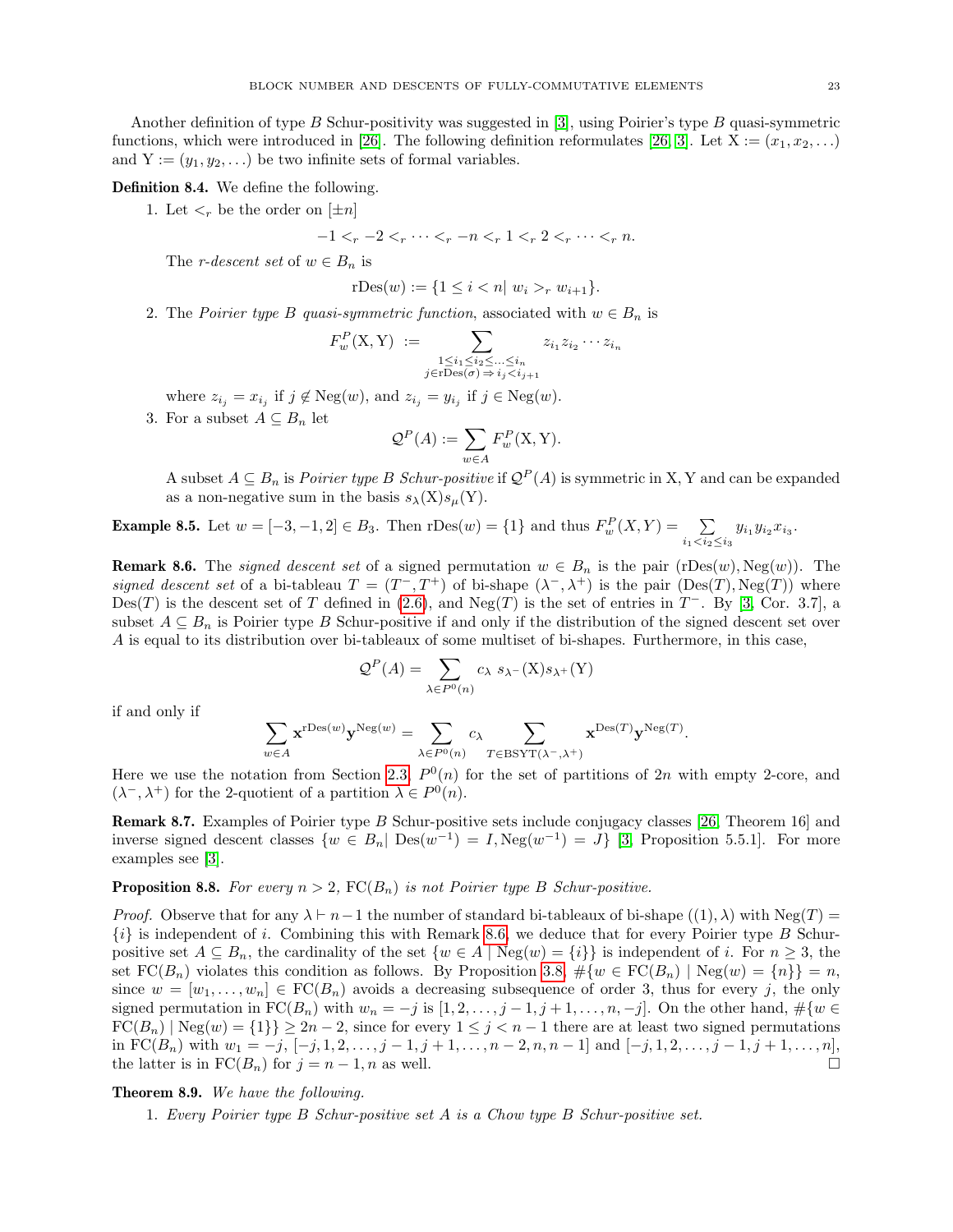Another definition of type $B$ Schur-positivity was suggested in [3], using Poirier's type $B$ quasi-symmetric functions, which were introduced in [26]. The following definition reformulates [26, 3]. Let $\mathrm{X} := (x_1, x_2, \ldots)$ and $\mathrm{Y} := (y_1, y_2, \ldots)$ be two infinite sets of formal variables.

**Definition 8.4.** We define the following.

1. Let $<_r$ be the order on $[\pm n]$
$$-1 <_r -2 <_r \cdots <_r -n <_r 1 <_r 2 <_r \cdots <_r n.$$
The *r-descent set* of $w \in B_n$ is
$$\mathrm{rDes}(w) := \{1 \le i < n |\ w_i >_r w_{i+1}\}.$$
2. The *Poirier type $B$ quasi-symmetric function*, associated with $w \in B_n$ is
$$F_w^P(\mathrm{X}, \mathrm{Y}) := \sum_{\substack{1 \le i_1 \le i_2 \le \ldots \le i_n \\ j \in \mathrm{rDes}(\sigma) \Rightarrow i_j < i_{j+1}}} z_{i_1} z_{i_2} \cdots z_{i_n}$$
where $z_{i_j} = x_{i_j}$ if $j \notin \mathrm{Neg}(w)$, and $z_{i_j} = y_{i_j}$ if $j \in \mathrm{Neg}(w)$.
3. For a subset $A \subseteq B_n$ let
$$\mathcal{Q}^P(A) := \sum_{w \in A} F_w^P(\mathrm{X}, \mathrm{Y}).$$
A subset $A \subseteq B_n$ is *Poirier type $B$ Schur-positive* if $\mathcal{Q}^P(A)$ is symmetric in $\mathrm{X}, \mathrm{Y}$ and can be expanded as a non-negative sum in the basis $s_\lambda(\mathrm{X}) s_\mu(\mathrm{Y})$.

**Example 8.5.** Let $w = [-3, -1, 2] \in B_3$. Then $\mathrm{rDes}(w) = \{1\}$ and thus $F_w^P(X, Y) = \sum_{i_1 < i_2 \le i_3} y_{i_1} y_{i_2} x_{i_3}$.

**Remark 8.6.** The *signed descent set* of a signed permutation $w \in B_n$ is the pair $(\mathrm{rDes}(w), \mathrm{Neg}(w))$. The *signed descent set* of a bi-tableau $T = (T^-, T^+)$ of bi-shape $(\lambda^-, \lambda^+)$ is the pair $(\mathrm{Des}(T), \mathrm{Neg}(T))$ where $\mathrm{Des}(T)$ is the descent set of $T$ defined in (2.6), and $\mathrm{Neg}(T)$ is the set of entries in $T^-$. By [3, Cor. 3.7], a subset $A \subseteq B_n$ is Poirier type $B$ Schur-positive if and only if the distribution of the signed descent set over $A$ is equal to its distribution over bi-tableaux of some multiset of bi-shapes. Furthermore, in this case,
$$\mathcal{Q}^P(A) = \sum_{\lambda \in P^0(n)} c_\lambda\ s_{\lambda^-}(\mathrm{X}) s_{\lambda^+}(\mathrm{Y})$$
if and only if
$$\sum_{w \in A} \mathbf{x}^{\mathrm{rDes}(w)} \mathbf{y}^{\mathrm{Neg}(w)} = \sum_{\lambda \in P^0(n)} c_\lambda \sum_{T \in \mathrm{BSYT}(\lambda^-, \lambda^+)} \mathbf{x}^{\mathrm{Des}(T)} \mathbf{y}^{\mathrm{Neg}(T)}.$$
Here we use the notation from Section 2.3, $P^0(n)$ for the set of partitions of $2n$ with empty 2-core, and $(\lambda^-, \lambda^+)$ for the 2-quotient of a partition $\lambda \in P^0(n)$.

**Remark 8.7.** Examples of Poirier type $B$ Schur-positive sets include conjugacy classes [26, Theorem 16] and inverse signed descent classes $\{w \in B_n |\ \mathrm{Des}(w^{-1}) = I, \mathrm{Neg}(w^{-1}) = J\}$ [3, Proposition 5.5.1]. For more examples see [3].

**Proposition 8.8.** *For every $n > 2$, $\mathrm{FC}(B_n)$ is not Poirier type $B$ Schur-positive.*

*Proof.* Observe that for any $\lambda \vdash n-1$ the number of standard bi-tableaux of bi-shape $((1), \lambda)$ with $\mathrm{Neg}(T) = \{i\}$ is independent of $i$. Combining this with Remark 8.6, we deduce that for every Poirier type $B$ Schur-positive set $A \subseteq B_n$, the cardinality of the set $\{w \in A \mid \mathrm{Neg}(w) = \{i\}\}$ is independent of $i$. For $n \ge 3$, the set $\mathrm{FC}(B_n)$ violates this condition as follows. By Proposition 3.8, $\#\{w \in \mathrm{FC}(B_n) \mid \mathrm{Neg}(w) = \{n\}\} = n$, since $w = [w_1, \ldots, w_n] \in \mathrm{FC}(B_n)$ avoids a decreasing subsequence of order 3, thus for every $j$, the only signed permutation in $\mathrm{FC}(B_n)$ with $w_n = -j$ is $[1, 2, \ldots, j-1, j+1, \ldots, n, -j]$. On the other hand, $\#\{w \in \mathrm{FC}(B_n) \mid \mathrm{Neg}(w) = \{1\}\} \ge 2n-2$, since for every $1 \le j < n-1$ there are at least two signed permutations in $\mathrm{FC}(B_n)$ with $w_1 = -j$, $[-j, 1, 2, \ldots, j-1, j+1, \ldots, n-2, n, n-1]$ and $[-j, 1, 2, \ldots, j-1, j+1, \ldots, n]$, the latter is in $\mathrm{FC}(B_n)$ for $j = n-1, n$ as well. $\square$

**Theorem 8.9.** *We have the following.*

1. *Every Poirier type $B$ Schur-positive set $A$ is a Chow type $B$ Schur-positive set.*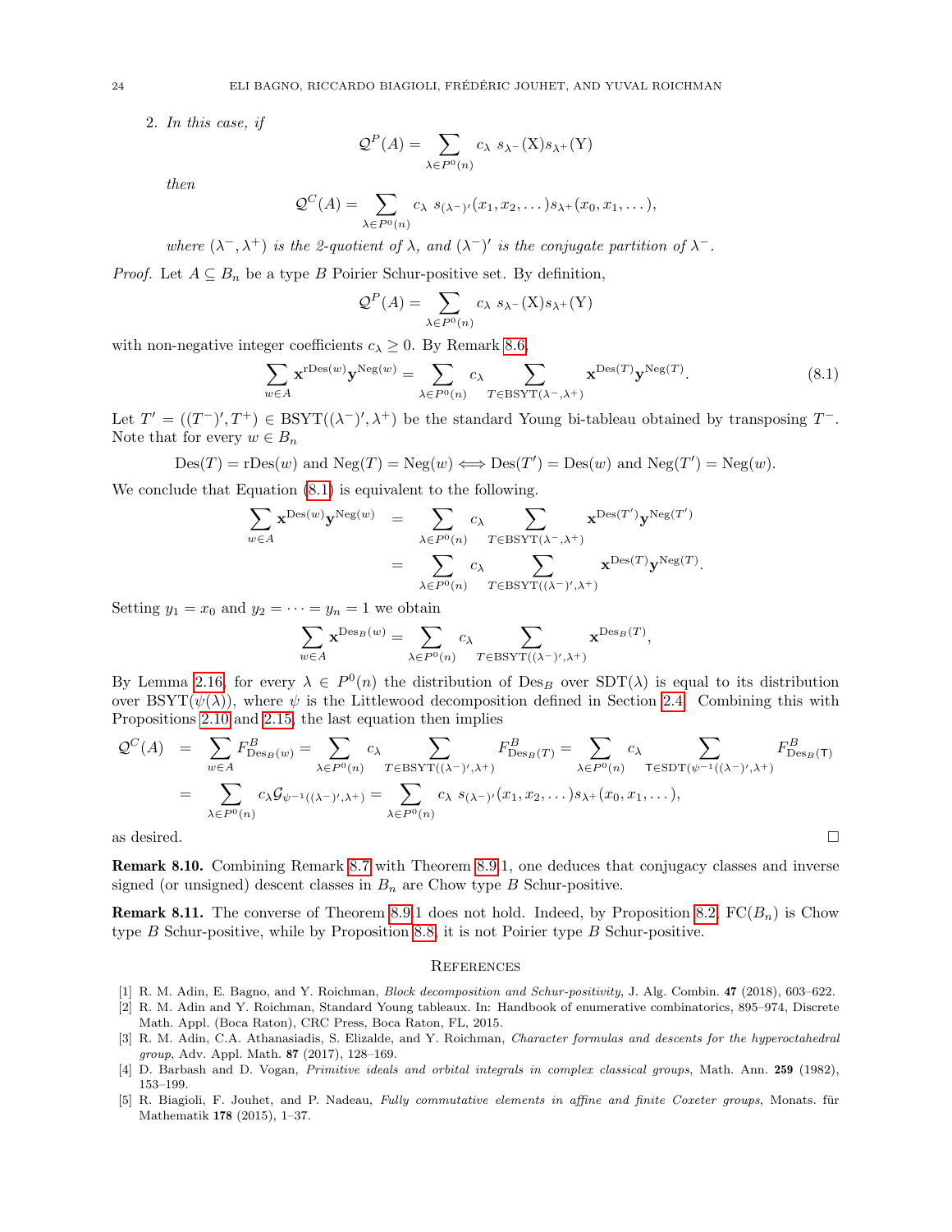2. *In this case, if*

$$\mathcal{Q}^P(A) = \sum_{\lambda \in P^0(n)} c_\lambda \; s_{\lambda^-}(\mathrm{X}) s_{\lambda^+}(\mathrm{Y})$$

*then*

$$\mathcal{Q}^C(A) = \sum_{\lambda \in P^0(n)} c_\lambda \; s_{(\lambda^-)'}(x_1, x_2, \dots) s_{\lambda^+}(x_0, x_1, \dots),$$

*where $(\lambda^-, \lambda^+)$ is the 2-quotient of $\lambda$, and $(\lambda^-)'$ is the conjugate partition of $\lambda^-$.*

*Proof.* Let $A \subseteq B_n$ be a type $B$ Poirier Schur-positive set. By definition,

$$\mathcal{Q}^P(A) = \sum_{\lambda \in P^0(n)} c_\lambda \; s_{\lambda^-}(\mathrm{X}) s_{\lambda^+}(\mathrm{Y})$$

with non-negative integer coefficients $c_\lambda \geq 0$. By Remark 8.6,

$$\sum_{w \in A} \mathbf{x}^{\mathrm{rDes}(w)} \mathbf{y}^{\mathrm{Neg}(w)} = \sum_{\lambda \in P^0(n)} c_\lambda \sum_{T \in \mathrm{BSYT}(\lambda^-, \lambda^+)} \mathbf{x}^{\mathrm{Des}(T)} \mathbf{y}^{\mathrm{Neg}(T)}. \tag{8.1}$$

Let $T' = ((T^-)', T^+) \in \mathrm{BSYT}((\lambda^-)', \lambda^+)$ be the standard Young bi-tableau obtained by transposing $T^-$. Note that for every $w \in B_n$

$$\mathrm{Des}(T) = \mathrm{rDes}(w) \text{ and } \mathrm{Neg}(T) = \mathrm{Neg}(w) \iff \mathrm{Des}(T') = \mathrm{Des}(w) \text{ and } \mathrm{Neg}(T') = \mathrm{Neg}(w).$$

We conclude that Equation (8.1) is equivalent to the following.

$$\begin{aligned}
\sum_{w \in A} \mathbf{x}^{\mathrm{Des}(w)} \mathbf{y}^{\mathrm{Neg}(w)} &= \sum_{\lambda \in P^0(n)} c_\lambda \sum_{T \in \mathrm{BSYT}(\lambda^-, \lambda^+)} \mathbf{x}^{\mathrm{Des}(T')} \mathbf{y}^{\mathrm{Neg}(T')} \\
&= \sum_{\lambda \in P^0(n)} c_\lambda \sum_{T \in \mathrm{BSYT}((\lambda^-)', \lambda^+)} \mathbf{x}^{\mathrm{Des}(T)} \mathbf{y}^{\mathrm{Neg}(T)}.
\end{aligned}$$

Setting $y_1 = x_0$ and $y_2 = \dots = y_n = 1$ we obtain

$$\sum_{w \in A} \mathbf{x}^{\mathrm{Des}_B(w)} = \sum_{\lambda \in P^0(n)} c_\lambda \sum_{T \in \mathrm{BSYT}((\lambda^-)', \lambda^+)} \mathbf{x}^{\mathrm{Des}_B(T)},$$

By Lemma 2.16, for every $\lambda \in P^0(n)$ the distribution of $\mathrm{Des}_B$ over $\mathrm{SDT}(\lambda)$ is equal to its distribution over $\mathrm{BSYT}(\psi(\lambda))$, where $\psi$ is the Littlewood decomposition defined in Section 2.4. Combining this with Propositions 2.10 and 2.15, the last equation then implies

$$\begin{aligned}
\mathcal{Q}^C(A) &= \sum_{w \in A} F^B_{\mathrm{Des}_B(w)} = \sum_{\lambda \in P^0(n)} c_\lambda \sum_{T \in \mathrm{BSYT}((\lambda^-)', \lambda^+)} F^B_{\mathrm{Des}_B(T)} = \sum_{\lambda \in P^0(n)} c_\lambda \sum_{\mathsf{T} \in \mathrm{SDT}(\psi^{-1}((\lambda^-)', \lambda^+)} F^B_{\mathrm{Des}_B(\mathsf{T})} \\
&= \sum_{\lambda \in P^0(n)} c_\lambda \mathcal{G}_{\psi^{-1}((\lambda^-)', \lambda^+)} = \sum_{\lambda \in P^0(n)} c_\lambda \; s_{(\lambda^-)'}(x_1, x_2, \dots) s_{\lambda^+}(x_0, x_1, \dots),
\end{aligned}$$

as desired. ∎

**Remark 8.10.** Combining Remark 8.7 with Theorem 8.9.1, one deduces that conjugacy classes and inverse signed (or unsigned) descent classes in $B_n$ are Chow type $B$ Schur-positive.

**Remark 8.11.** The converse of Theorem 8.9.1 does not hold. Indeed, by Proposition 8.2, $\mathrm{FC}(B_n)$ is Chow type $B$ Schur-positive, while by Proposition 8.8, it is not Poirier type $B$ Schur-positive.

## References

[1] R. M. Adin, E. Bagno, and Y. Roichman, *Block decomposition and Schur-positivity*, J. Alg. Combin. **47** (2018), 603–622.

[2] R. M. Adin and Y. Roichman, Standard Young tableaux. In: Handbook of enumerative combinatorics, 895–974, Discrete Math. Appl. (Boca Raton), CRC Press, Boca Raton, FL, 2015.

[3] R. M. Adin, C.A. Athanasiadis, S. Elizalde, and Y. Roichman, *Character formulas and descents for the hyperoctahedral group*, Adv. Appl. Math. **87** (2017), 128–169.

[4] D. Barbash and D. Vogan, *Primitive ideals and orbital integrals in complex classical groups*, Math. Ann. **259** (1982), 153–199.

[5] R. Biagioli, F. Jouhet, and P. Nadeau, *Fully commutative elements in affine and finite Coxeter groups*, Monats. für Mathematik **178** (2015), 1–37.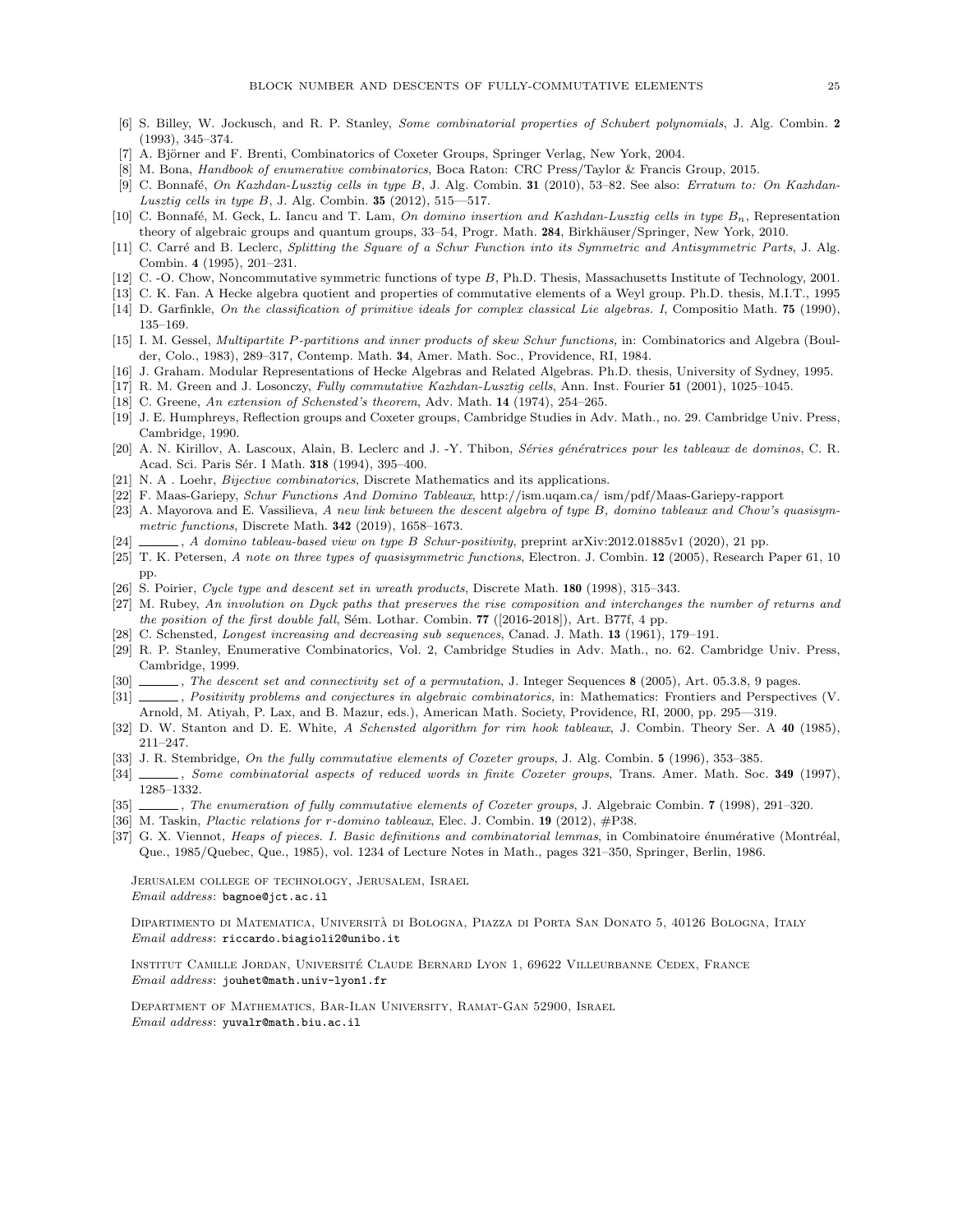[6] S. Billey, W. Jockusch, and R. P. Stanley, *Some combinatorial properties of Schubert polynomials*, J. Alg. Combin. **2** (1993), 345–374.

[7] A. Björner and F. Brenti, Combinatorics of Coxeter Groups, Springer Verlag, New York, 2004.

[8] M. Bona, *Handbook of enumerative combinatorics*, Boca Raton: CRC Press/Taylor & Francis Group, 2015.

[9] C. Bonnafé, *On Kazhdan-Lusztig cells in type B*, J. Alg. Combin. **31** (2010), 53–82. See also: *Erratum to: On Kazhdan-Lusztig cells in type B*, J. Alg. Combin. **35** (2012), 515—517.

[10] C. Bonnafé, M. Geck, L. Iancu and T. Lam, *On domino insertion and Kazhdan-Lusztig cells in type $B_n$*, Representation theory of algebraic groups and quantum groups, 33–54, Progr. Math. **284**, Birkhäuser/Springer, New York, 2010.

[11] C. Carré and B. Leclerc, *Splitting the Square of a Schur Function into its Symmetric and Antisymmetric Parts*, J. Alg. Combin. **4** (1995), 201–231.

[12] C. -O. Chow, Noncommutative symmetric functions of type $B$, Ph.D. Thesis, Massachusetts Institute of Technology, 2001.

[13] C. K. Fan. A Hecke algebra quotient and properties of commutative elements of a Weyl group. Ph.D. thesis, M.I.T., 1995

[14] D. Garfinkle, *On the classification of primitive ideals for complex classical Lie algebras. I*, Compositio Math. **75** (1990), 135–169.

[15] I. M. Gessel, *Multipartite P-partitions and inner products of skew Schur functions,* in: Combinatorics and Algebra (Boulder, Colo., 1983), 289–317, Contemp. Math. **34**, Amer. Math. Soc., Providence, RI, 1984.

[16] J. Graham. Modular Representations of Hecke Algebras and Related Algebras. Ph.D. thesis, University of Sydney, 1995.

[17] R. M. Green and J. Losonczy, *Fully commutative Kazhdan-Lusztig cells*, Ann. Inst. Fourier **51** (2001), 1025–1045.

[18] C. Greene, *An extension of Schensted's theorem*, Adv. Math. **14** (1974), 254–265.

[19] J. E. Humphreys, Reflection groups and Coxeter groups, Cambridge Studies in Adv. Math., no. 29. Cambridge Univ. Press, Cambridge, 1990.

[20] A. N. Kirillov, A. Lascoux, Alain, B. Leclerc and J. -Y. Thibon, *Séries génératrices pour les tableaux de dominos*, C. R. Acad. Sci. Paris Sér. I Math. **318** (1994), 395–400.

[21] N. A . Loehr, *Bijective combinatorics*, Discrete Mathematics and its applications.

[22] F. Maas-Gariepy, *Schur Functions And Domino Tableaux*, http://ism.uqam.ca/ ism/pdf/Maas-Gariepy-rapport

[23] A. Mayorova and E. Vassilieva, *A new link between the descent algebra of type B, domino tableaux and Chow's quasisymmetric functions*, Discrete Math. **342** (2019), 1658–1673.

[24] ______, *A domino tableau-based view on type B Schur-positivity*, preprint arXiv:2012.01885v1 (2020), 21 pp.

[25] T. K. Petersen, *A note on three types of quasisymmetric functions*, Electron. J. Combin. **12** (2005), Research Paper 61, 10 pp.

[26] S. Poirier, *Cycle type and descent set in wreath products*, Discrete Math. **180** (1998), 315–343.

[27] M. Rubey, *An involution on Dyck paths that preserves the rise composition and interchanges the number of returns and the position of the first double fall*, Sém. Lothar. Combin. **77** ([2016-2018]), Art. B77f, 4 pp.

[28] C. Schensted, *Longest increasing and decreasing sub sequences*, Canad. J. Math. **13** (1961), 179–191.

[29] R. P. Stanley, Enumerative Combinatorics, Vol. 2, Cambridge Studies in Adv. Math., no. 62. Cambridge Univ. Press, Cambridge, 1999.

[30] ______, *The descent set and connectivity set of a permutation*, J. Integer Sequences **8** (2005), Art. 05.3.8, 9 pages.

[31] ______, *Positivity problems and conjectures in algebraic combinatorics*, in: Mathematics: Frontiers and Perspectives (V. Arnold, M. Atiyah, P. Lax, and B. Mazur, eds.), American Math. Society, Providence, RI, 2000, pp. 295—319.

[32] D. W. Stanton and D. E. White, *A Schensted algorithm for rim hook tableaux*, J. Combin. Theory Ser. A **40** (1985), 211–247.

[33] J. R. Stembridge, *On the fully commutative elements of Coxeter groups*, J. Alg. Combin. **5** (1996), 353–385.

[34] ______, *Some combinatorial aspects of reduced words in finite Coxeter groups*, Trans. Amer. Math. Soc. **349** (1997), 1285–1332.

[35] ______, *The enumeration of fully commutative elements of Coxeter groups*, J. Algebraic Combin. **7** (1998), 291–320.

[36] M. Taskin, *Plactic relations for r-domino tableaux*, Elec. J. Combin. **19** (2012), #P38.

[37] G. X. Viennot, *Heaps of pieces. I. Basic definitions and combinatorial lemmas*, in Combinatoire énumérative (Montréal, Que., 1985/Quebec, Que., 1985), vol. 1234 of Lecture Notes in Math., pages 321–350, Springer, Berlin, 1986.

Jerusalem college of technology, Jerusalem, Israel
*Email address*: bagnoe@jct.ac.il

Dipartimento di Matematica, Università di Bologna, Piazza di Porta San Donato 5, 40126 Bologna, Italy
*Email address*: riccardo.biagioli2@unibo.it

Institut Camille Jordan, Université Claude Bernard Lyon 1, 69622 Villeurbanne Cedex, France
*Email address*: jouhet@math.univ-lyon1.fr

Department of Mathematics, Bar-Ilan University, Ramat-Gan 52900, Israel
*Email address*: yuvalr@math.biu.ac.il